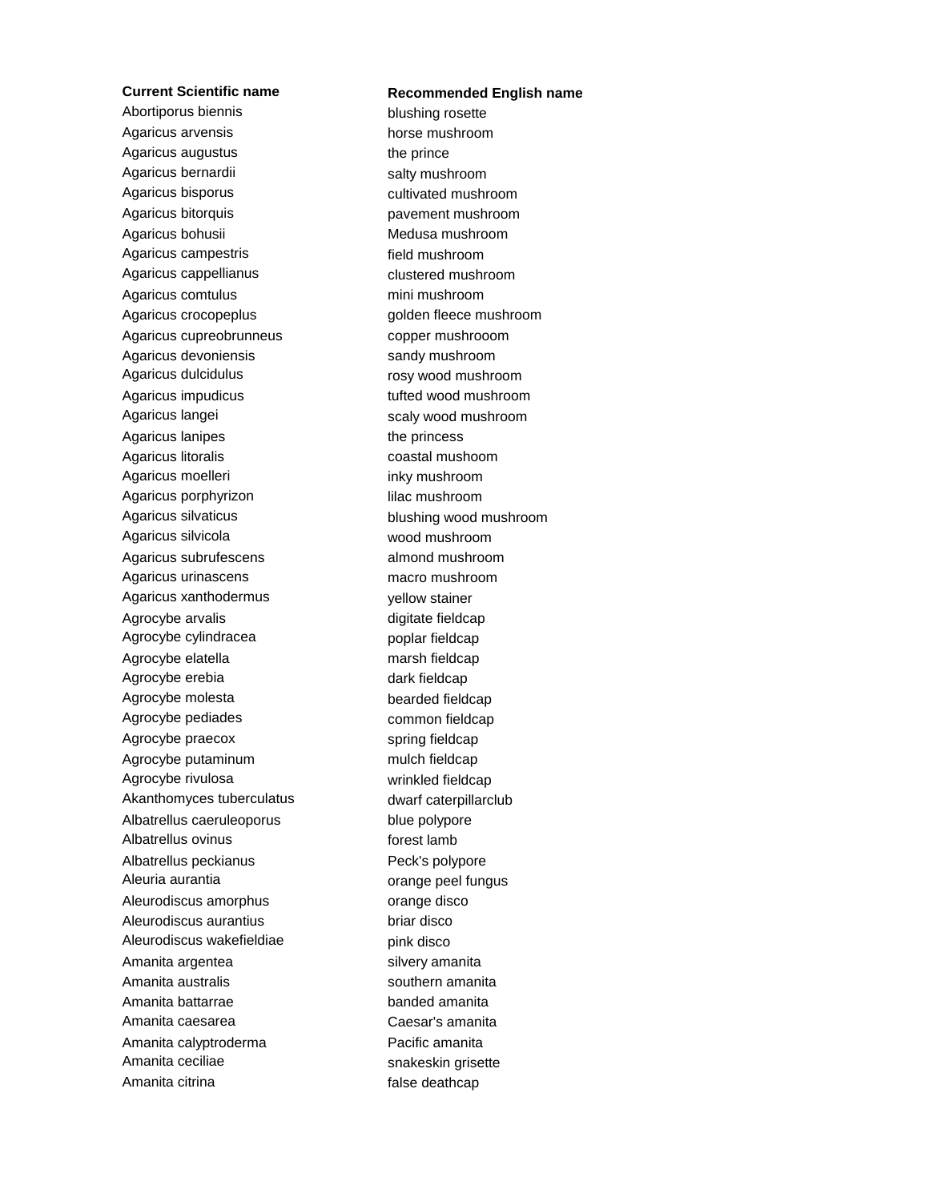| Current Scientific name | Recommended English name |
|---|---|
| Abortiporus biennis | blushing rosette |
| Agaricus arvensis | horse mushroom |
| Agaricus augustus | the prince |
| Agaricus bernardii | salty mushroom |
| Agaricus bisporus | cultivated mushroom |
| Agaricus bitorquis | pavement mushroom |
| Agaricus bohusii | Medusa mushroom |
| Agaricus campestris | field mushroom |
| Agaricus cappellianus | clustered mushroom |
| Agaricus comtulus | mini mushroom |
| Agaricus crocopeplus | golden fleece mushroom |
| Agaricus cupreobrunneus | copper mushrooom |
| Agaricus devoniensis | sandy mushroom |
| Agaricus dulcidulus | rosy wood mushroom |
| Agaricus impudicus | tufted wood mushroom |
| Agaricus langei | scaly wood mushroom |
| Agaricus lanipes | the princess |
| Agaricus litoralis | coastal mushoom |
| Agaricus moelleri | inky mushroom |
| Agaricus porphyrizon | lilac mushroom |
| Agaricus silvaticus | blushing wood mushroom |
| Agaricus silvicola | wood mushroom |
| Agaricus subrufescens | almond mushroom |
| Agaricus urinascens | macro mushroom |
| Agaricus xanthodermus | yellow stainer |
| Agrocybe arvalis | digitate fieldcap |
| Agrocybe cylindracea | poplar fieldcap |
| Agrocybe elatella | marsh fieldcap |
| Agrocybe erebia | dark fieldcap |
| Agrocybe molesta | bearded fieldcap |
| Agrocybe pediades | common fieldcap |
| Agrocybe praecox | spring fieldcap |
| Agrocybe putaminum | mulch fieldcap |
| Agrocybe rivulosa | wrinkled fieldcap |
| Akanthomyces tuberculatus | dwarf caterpillarclub |
| Albatrellus caeruleoporus | blue polypore |
| Albatrellus ovinus | forest lamb |
| Albatrellus peckianus | Peck's polypore |
| Aleuria aurantia | orange peel fungus |
| Aleurodiscus amorphus | orange disco |
| Aleurodiscus aurantius | briar disco |
| Aleurodiscus wakefieldiae | pink disco |
| Amanita argentea | silvery amanita |
| Amanita australis | southern amanita |
| Amanita battarrae | banded amanita |
| Amanita caesarea | Caesar's amanita |
| Amanita calyptroderma | Pacific amanita |
| Amanita ceciliae | snakeskin grisette |
| Amanita citrina | false deathcap |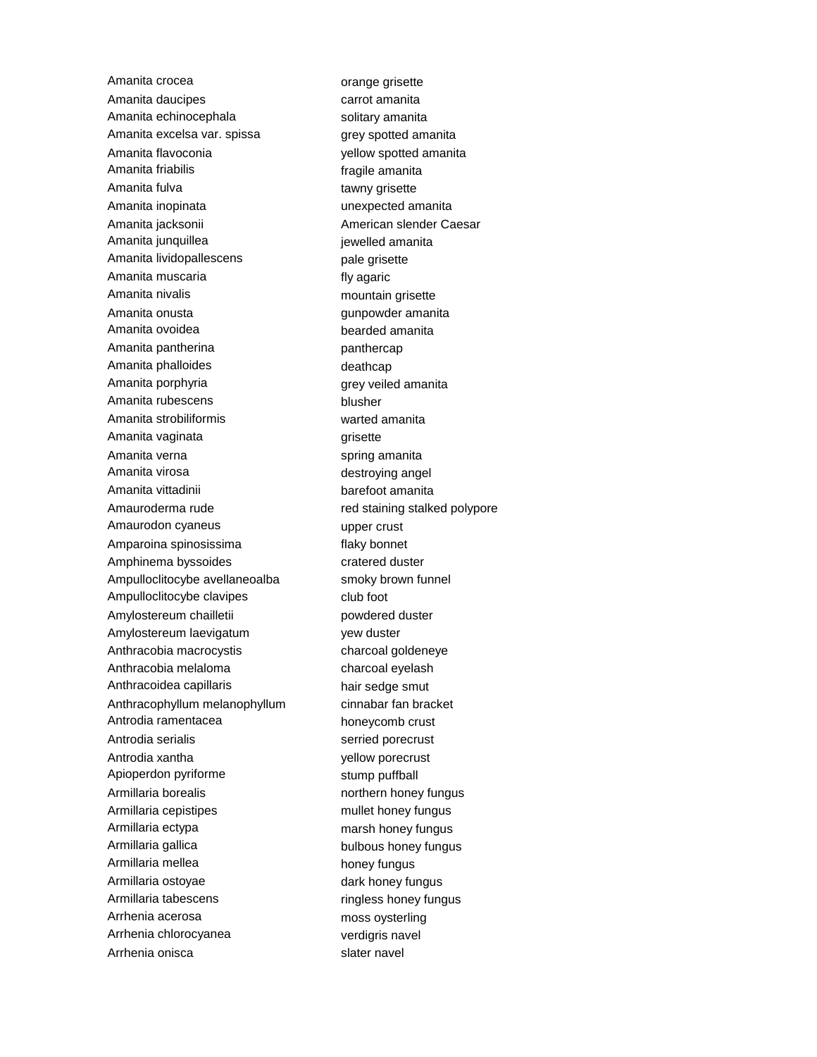| | |
|---|---|
| Amanita crocea | orange grisette |
| Amanita daucipes | carrot amanita |
| Amanita echinocephala | solitary amanita |
| Amanita excelsa var. spissa | grey spotted amanita |
| Amanita flavoconia | yellow spotted amanita |
| Amanita friabilis | fragile amanita |
| Amanita fulva | tawny grisette |
| Amanita inopinata | unexpected amanita |
| Amanita jacksonii | American slender Caesar |
| Amanita junquillea | jewelled amanita |
| Amanita lividopallescens | pale grisette |
| Amanita muscaria | fly agaric |
| Amanita nivalis | mountain grisette |
| Amanita onusta | gunpowder amanita |
| Amanita ovoidea | bearded amanita |
| Amanita pantherina | panthercap |
| Amanita phalloides | deathcap |
| Amanita porphyria | grey veiled amanita |
| Amanita rubescens | blusher |
| Amanita strobiliformis | warted amanita |
| Amanita vaginata | grisette |
| Amanita verna | spring amanita |
| Amanita virosa | destroying angel |
| Amanita vittadinii | barefoot amanita |
| Amauroderma rude | red staining stalked polypore |
| Amaurodon cyaneus | upper crust |
| Amparoina spinosissima | flaky bonnet |
| Amphinema byssoides | cratered duster |
| Ampulloclitocybe avellaneoalba | smoky brown funnel |
| Ampulloclitocybe clavipes | club foot |
| Amylostereum chailletii | powdered duster |
| Amylostereum laevigatum | yew duster |
| Anthracobia macrocystis | charcoal goldeneye |
| Anthracobia melaloma | charcoal eyelash |
| Anthracoidea capillaris | hair sedge smut |
| Anthracophyllum melanophyllum | cinnabar fan bracket |
| Antrodia ramentacea | honeycomb crust |
| Antrodia serialis | serried porecrust |
| Antrodia xantha | yellow porecrust |
| Apioperdon pyriforme | stump puffball |
| Armillaria borealis | northern honey fungus |
| Armillaria cepistipes | mullet honey fungus |
| Armillaria ectypa | marsh honey fungus |
| Armillaria gallica | bulbous honey fungus |
| Armillaria mellea | honey fungus |
| Armillaria ostoyae | dark honey fungus |
| Armillaria tabescens | ringless honey fungus |
| Arrhenia acerosa | moss oysterling |
| Arrhenia chlorocyanea | verdigris navel |
| Arrhenia onisca | slater navel |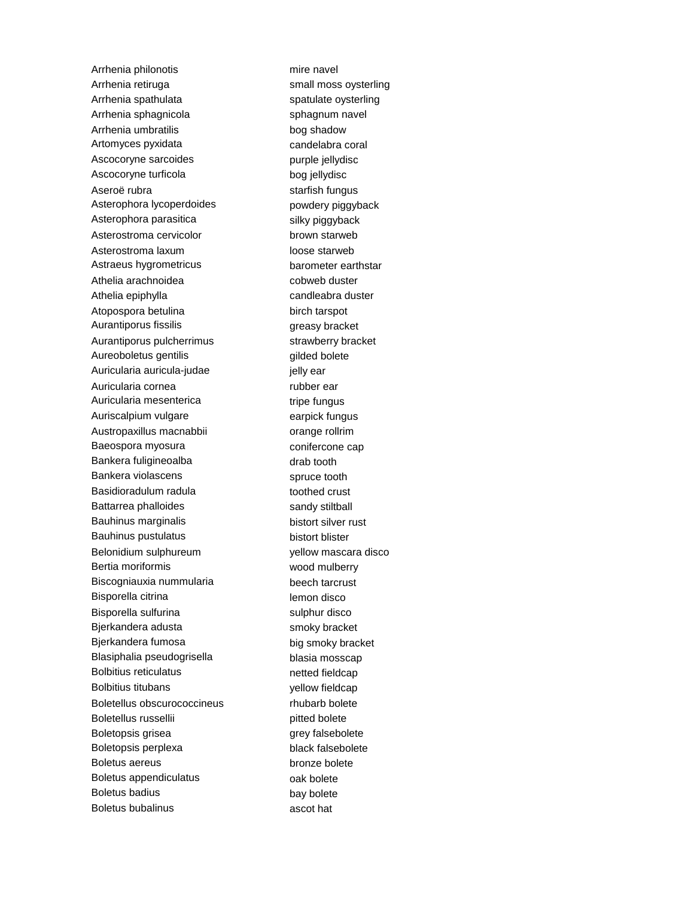| | |
|---|---|
| Arrhenia philonotis | mire navel |
| Arrhenia retiruga | small moss oysterling |
| Arrhenia spathulata | spatulate oysterling |
| Arrhenia sphagnicola | sphagnum navel |
| Arrhenia umbratilis | bog shadow |
| Artomyces pyxidata | candelabra coral |
| Ascocoryne sarcoides | purple jellydisc |
| Ascocoryne turficola | bog jellydisc |
| Aseroë rubra | starfish fungus |
| Asterophora lycoperdoides | powdery piggyback |
| Asterophora parasitica | silky piggyback |
| Asterostroma cervicolor | brown starweb |
| Asterostroma laxum | loose starweb |
| Astraeus hygrometricus | barometer earthstar |
| Athelia arachnoidea | cobweb duster |
| Athelia epiphylla | candleabra duster |
| Atopospora betulina | birch tarspot |
| Aurantiporus fissilis | greasy bracket |
| Aurantiporus pulcherrimus | strawberry bracket |
| Aureoboletus gentilis | gilded bolete |
| Auricularia auricula-judae | jelly ear |
| Auricularia cornea | rubber ear |
| Auricularia mesenterica | tripe fungus |
| Auriscalpium vulgare | earpick fungus |
| Austropaxillus macnabbii | orange rollrim |
| Baeospora myosura | conifercone cap |
| Bankera fuligineoalba | drab tooth |
| Bankera violascens | spruce tooth |
| Basidioradulum radula | toothed crust |
| Battarrea phalloides | sandy stiltball |
| Bauhinus marginalis | bistort silver rust |
| Bauhinus pustulatus | bistort blister |
| Belonidium sulphureum | yellow mascara disco |
| Bertia moriformis | wood mulberry |
| Biscogniauxia nummularia | beech tarcrust |
| Bisporella citrina | lemon disco |
| Bisporella sulfurina | sulphur disco |
| Bjerkandera adusta | smoky bracket |
| Bjerkandera fumosa | big smoky bracket |
| Blasiphalia pseudogrisella | blasia mosscap |
| Bolbitius reticulatus | netted fieldcap |
| Bolbitius titubans | yellow fieldcap |
| Boletellus obscurococcineus | rhubarb bolete |
| Boletellus russellii | pitted bolete |
| Boletopsis grisea | grey falsebolete |
| Boletopsis perplexa | black falsebolete |
| Boletus aereus | bronze bolete |
| Boletus appendiculatus | oak bolete |
| Boletus badius | bay bolete |
| Boletus bubalinus | ascot hat |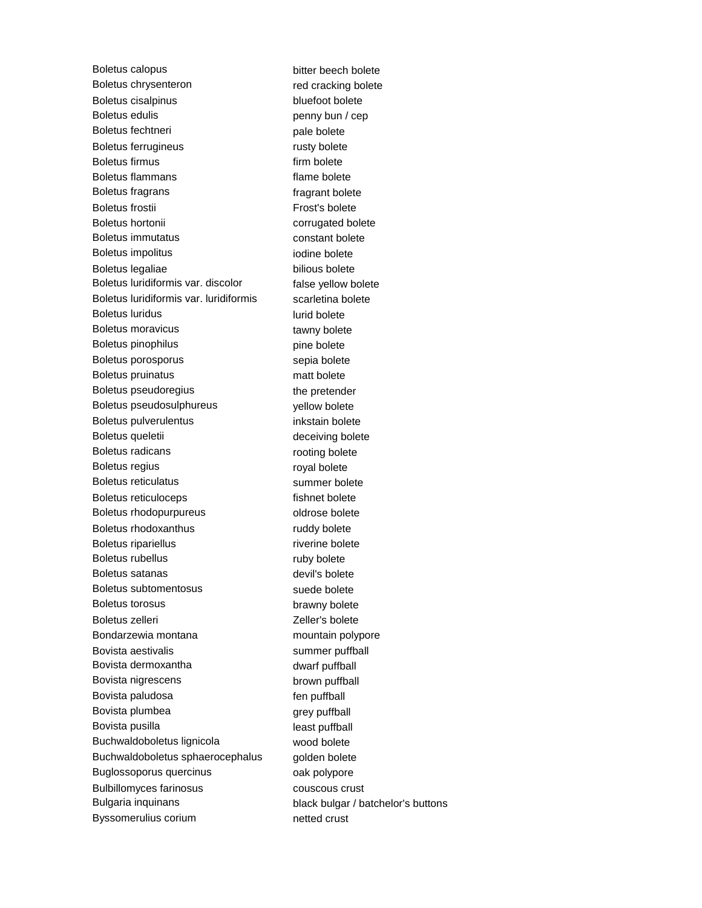| | |
|---|---|
| Boletus calopus | bitter beech bolete |
| Boletus chrysenteron | red cracking bolete |
| Boletus cisalpinus | bluefoot bolete |
| Boletus edulis | penny bun / cep |
| Boletus fechtneri | pale bolete |
| Boletus ferrugineus | rusty bolete |
| Boletus firmus | firm bolete |
| Boletus flammans | flame bolete |
| Boletus fragrans | fragrant bolete |
| Boletus frostii | Frost's bolete |
| Boletus hortonii | corrugated bolete |
| Boletus immutatus | constant bolete |
| Boletus impolitus | iodine bolete |
| Boletus legaliae | bilious bolete |
| Boletus luridiformis var. discolor | false yellow bolete |
| Boletus luridiformis var. luridiformis | scarletina bolete |
| Boletus luridus | lurid bolete |
| Boletus moravicus | tawny bolete |
| Boletus pinophilus | pine bolete |
| Boletus porosporus | sepia bolete |
| Boletus pruinatus | matt bolete |
| Boletus pseudoregius | the pretender |
| Boletus pseudosulphureus | yellow bolete |
| Boletus pulverulentus | inkstain bolete |
| Boletus queletii | deceiving bolete |
| Boletus radicans | rooting bolete |
| Boletus regius | royal bolete |
| Boletus reticulatus | summer bolete |
| Boletus reticuloceps | fishnet bolete |
| Boletus rhodopurpureus | oldrose bolete |
| Boletus rhodoxanthus | ruddy bolete |
| Boletus ripariellus | riverine bolete |
| Boletus rubellus | ruby bolete |
| Boletus satanas | devil's bolete |
| Boletus subtomentosus | suede bolete |
| Boletus torosus | brawny bolete |
| Boletus zelleri | Zeller's bolete |
| Bondarzewia montana | mountain polypore |
| Bovista aestivalis | summer puffball |
| Bovista dermoxantha | dwarf puffball |
| Bovista nigrescens | brown puffball |
| Bovista paludosa | fen puffball |
| Bovista plumbea | grey puffball |
| Bovista pusilla | least puffball |
| Buchwaldoboletus lignicola | wood bolete |
| Buchwaldoboletus sphaerocephalus | golden bolete |
| Buglossoporus quercinus | oak polypore |
| Bulbillomyces farinosus | couscous crust |
| Bulgaria inquinans | black bulgar / batchelor's buttons |
| Byssomerulius corium | netted crust |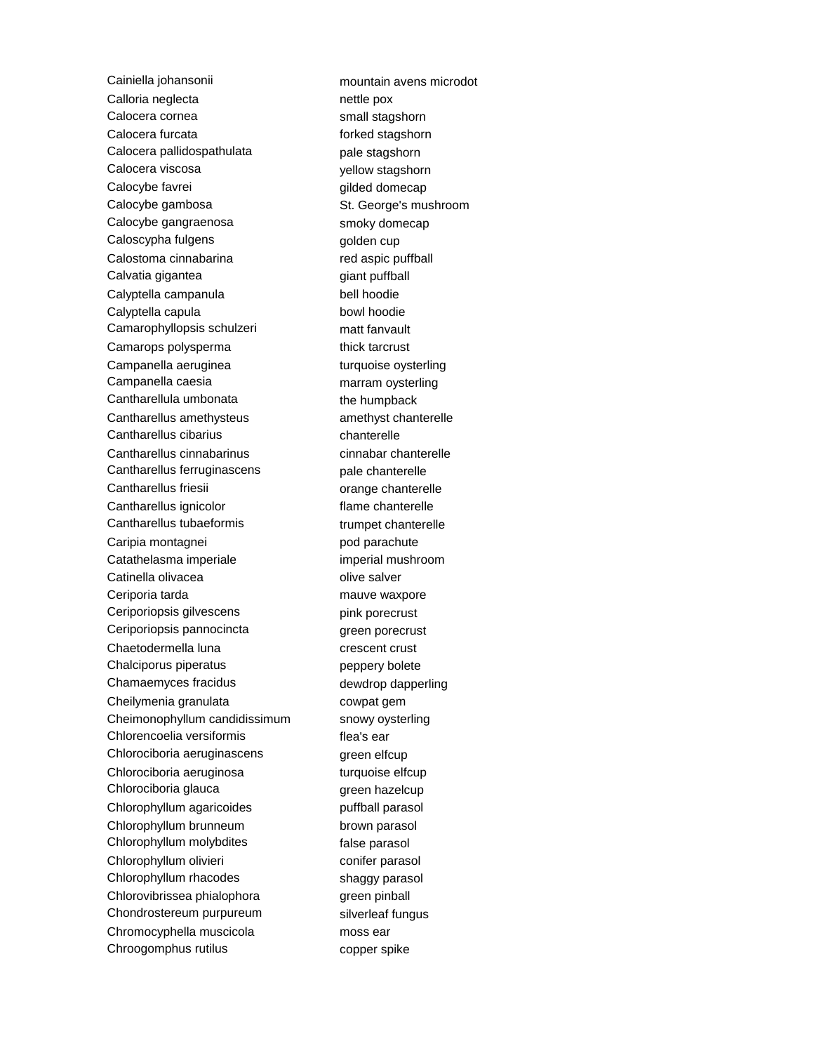| | |
|---|---|
| Cainiella johansonii | mountain avens microdot |
| Calloria neglecta | nettle pox |
| Calocera cornea | small stagshorn |
| Calocera furcata | forked stagshorn |
| Calocera pallidospathulata | pale stagshorn |
| Calocera viscosa | yellow stagshorn |
| Calocybe favrei | gilded domecap |
| Calocybe gambosa | St. George's mushroom |
| Calocybe gangraenosa | smoky domecap |
| Caloscypha fulgens | golden cup |
| Calostoma cinnabarina | red aspic puffball |
| Calvatia gigantea | giant puffball |
| Calyptella campanula | bell hoodie |
| Calyptella capula | bowl hoodie |
| Camarophyllopsis schulzeri | matt fanvault |
| Camarops polysperma | thick tarcrust |
| Campanella aeruginea | turquoise oysterling |
| Campanella caesia | marram oysterling |
| Cantharellula umbonata | the humpback |
| Cantharellus amethysteus | amethyst chanterelle |
| Cantharellus cibarius | chanterelle |
| Cantharellus cinnabarinus | cinnabar chanterelle |
| Cantharellus ferruginascens | pale chanterelle |
| Cantharellus friesii | orange chanterelle |
| Cantharellus ignicolor | flame chanterelle |
| Cantharellus tubaeformis | trumpet chanterelle |
| Caripia montagnei | pod parachute |
| Catathelasma imperiale | imperial mushroom |
| Catinella olivacea | olive salver |
| Ceriporia tarda | mauve waxpore |
| Ceriporiopsis gilvescens | pink porecrust |
| Ceriporiopsis pannocincta | green porecrust |
| Chaetodermella luna | crescent crust |
| Chalciporus piperatus | peppery bolete |
| Chamaemyces fracidus | dewdrop dapperling |
| Cheilymenia granulata | cowpat gem |
| Cheimonophyllum candidissimum | snowy oysterling |
| Chlorencoelia versiformis | flea's ear |
| Chlorociboria aeruginascens | green elfcup |
| Chlorociboria aeruginosa | turquoise elfcup |
| Chlorociboria glauca | green hazelcup |
| Chlorophyllum agaricoides | puffball parasol |
| Chlorophyllum brunneum | brown parasol |
| Chlorophyllum molybdites | false parasol |
| Chlorophyllum olivieri | conifer parasol |
| Chlorophyllum rhacodes | shaggy parasol |
| Chlorovibrissea phialophora | green pinball |
| Chondrostereum purpureum | silverleaf fungus |
| Chromocyphella muscicola | moss ear |
| Chroogomphus rutilus | copper spike |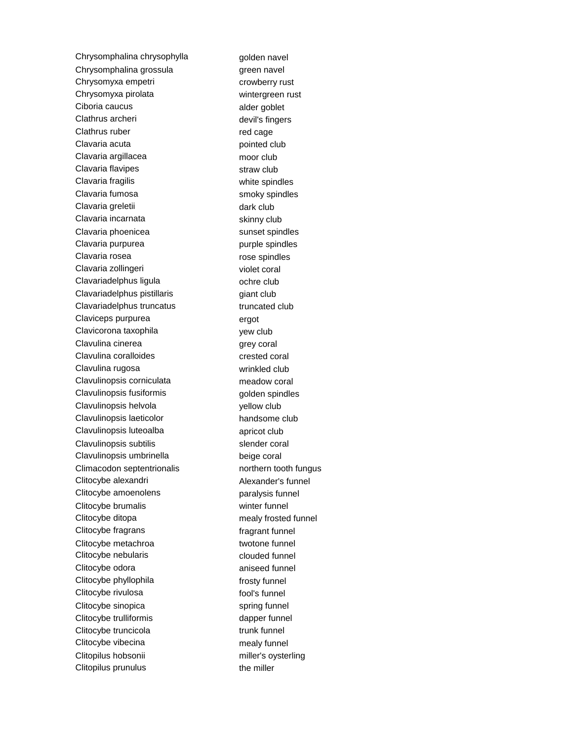| | |
|---|---|
| Chrysomphalina chrysophylla | golden navel |
| Chrysomphalina grossula | green navel |
| Chrysomyxa empetri | crowberry rust |
| Chrysomyxa pirolata | wintergreen rust |
| Ciboria caucus | alder goblet |
| Clathrus archeri | devil's fingers |
| Clathrus ruber | red cage |
| Clavaria acuta | pointed club |
| Clavaria argillacea | moor club |
| Clavaria flavipes | straw club |
| Clavaria fragilis | white spindles |
| Clavaria fumosa | smoky spindles |
| Clavaria greletii | dark club |
| Clavaria incarnata | skinny club |
| Clavaria phoenicea | sunset spindles |
| Clavaria purpurea | purple spindles |
| Clavaria rosea | rose spindles |
| Clavaria zollingeri | violet coral |
| Clavariadelphus ligula | ochre club |
| Clavariadelphus pistillaris | giant club |
| Clavariadelphus truncatus | truncated club |
| Claviceps purpurea | ergot |
| Clavicorona taxophila | yew club |
| Clavulina cinerea | grey coral |
| Clavulina coralloides | crested coral |
| Clavulina rugosa | wrinkled club |
| Clavulinopsis corniculata | meadow coral |
| Clavulinopsis fusiformis | golden spindles |
| Clavulinopsis helvola | yellow club |
| Clavulinopsis laeticolor | handsome club |
| Clavulinopsis luteoalba | apricot club |
| Clavulinopsis subtilis | slender coral |
| Clavulinopsis umbrinella | beige coral |
| Climacodon septentrionalis | northern tooth fungus |
| Clitocybe alexandri | Alexander's funnel |
| Clitocybe amoenolens | paralysis funnel |
| Clitocybe brumalis | winter funnel |
| Clitocybe ditopa | mealy frosted funnel |
| Clitocybe fragrans | fragrant funnel |
| Clitocybe metachroa | twotone funnel |
| Clitocybe nebularis | clouded funnel |
| Clitocybe odora | aniseed funnel |
| Clitocybe phyllophila | frosty funnel |
| Clitocybe rivulosa | fool's funnel |
| Clitocybe sinopica | spring funnel |
| Clitocybe trulliformis | dapper funnel |
| Clitocybe truncicola | trunk funnel |
| Clitocybe vibecina | mealy funnel |
| Clitopilus hobsonii | miller's oysterling |
| Clitopilus prunulus | the miller |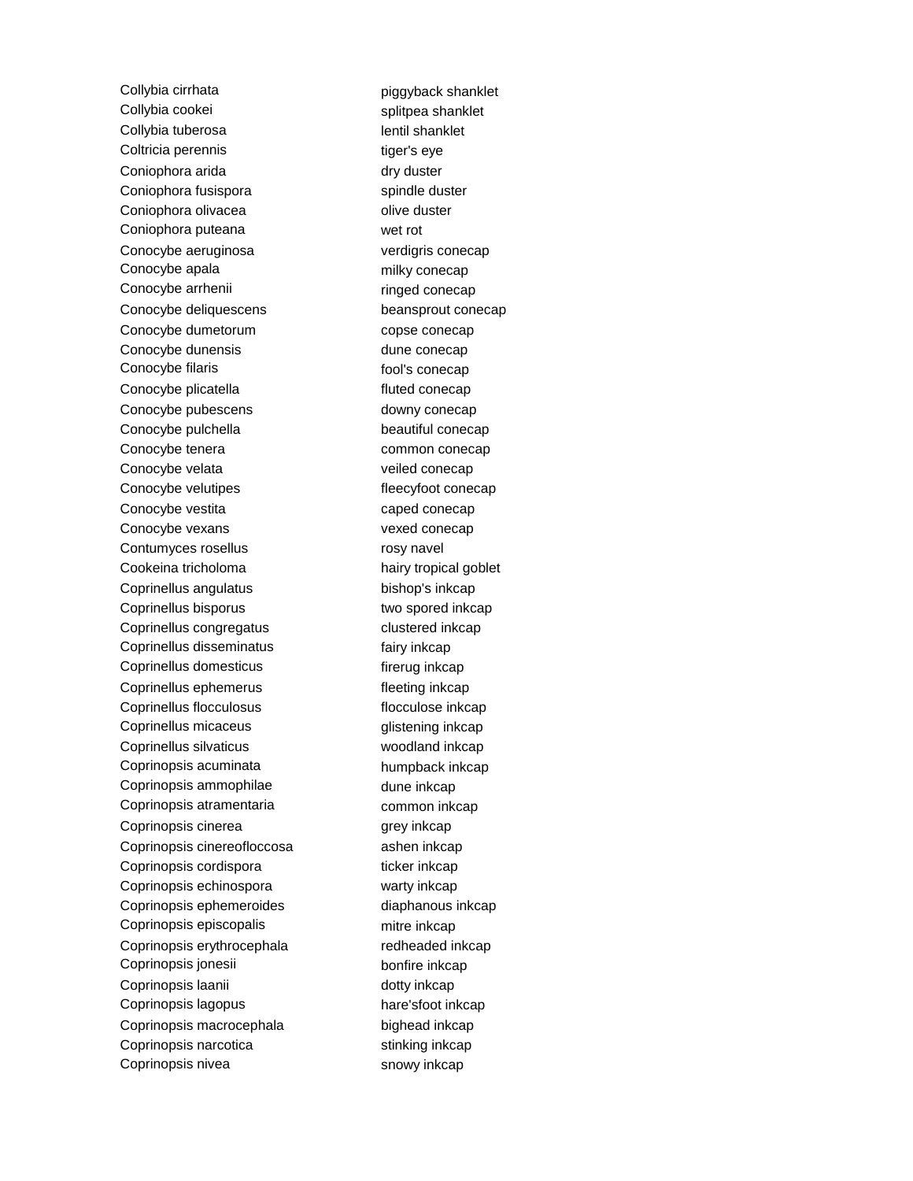| | |
|---|---|
| Collybia cirrhata | piggyback shanklet |
| Collybia cookei | splitpea shanklet |
| Collybia tuberosa | lentil shanklet |
| Coltricia perennis | tiger's eye |
| Coniophora arida | dry duster |
| Coniophora fusispora | spindle duster |
| Coniophora olivacea | olive duster |
| Coniophora puteana | wet rot |
| Conocybe aeruginosa | verdigris conecap |
| Conocybe apala | milky conecap |
| Conocybe arrhenii | ringed conecap |
| Conocybe deliquescens | beansprout conecap |
| Conocybe dumetorum | copse conecap |
| Conocybe dunensis | dune conecap |
| Conocybe filaris | fool's conecap |
| Conocybe plicatella | fluted conecap |
| Conocybe pubescens | downy conecap |
| Conocybe pulchella | beautiful conecap |
| Conocybe tenera | common conecap |
| Conocybe velata | veiled conecap |
| Conocybe velutipes | fleecyfoot conecap |
| Conocybe vestita | caped conecap |
| Conocybe vexans | vexed conecap |
| Contumyces rosellus | rosy navel |
| Cookeina tricholoma | hairy tropical goblet |
| Coprinellus angulatus | bishop's inkcap |
| Coprinellus bisporus | two spored inkcap |
| Coprinellus congregatus | clustered inkcap |
| Coprinellus disseminatus | fairy inkcap |
| Coprinellus domesticus | firerug inkcap |
| Coprinellus ephemerus | fleeting inkcap |
| Coprinellus flocculosus | flocculose inkcap |
| Coprinellus micaceus | glistening inkcap |
| Coprinellus silvaticus | woodland inkcap |
| Coprinopsis acuminata | humpback inkcap |
| Coprinopsis ammophilae | dune inkcap |
| Coprinopsis atramentaria | common inkcap |
| Coprinopsis cinerea | grey inkcap |
| Coprinopsis cinereofloccosa | ashen inkcap |
| Coprinopsis cordispora | ticker inkcap |
| Coprinopsis echinospora | warty inkcap |
| Coprinopsis ephemeroides | diaphanous inkcap |
| Coprinopsis episcopalis | mitre inkcap |
| Coprinopsis erythrocephala | redheaded inkcap |
| Coprinopsis jonesii | bonfire inkcap |
| Coprinopsis laanii | dotty inkcap |
| Coprinopsis lagopus | hare'sfoot inkcap |
| Coprinopsis macrocephala | bighead inkcap |
| Coprinopsis narcotica | stinking inkcap |
| Coprinopsis nivea | snowy inkcap |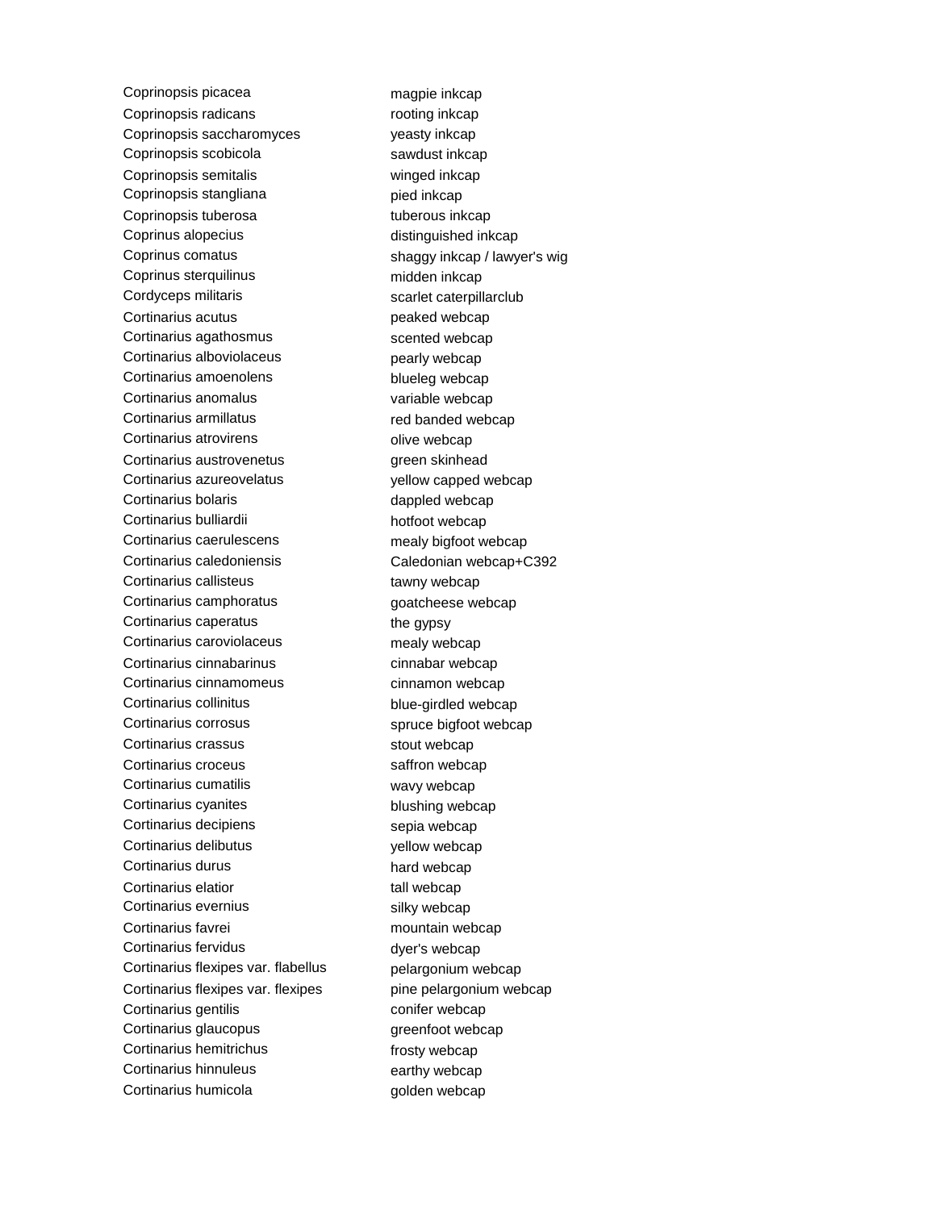| | |
|---|---|
| Coprinopsis picacea | magpie inkcap |
| Coprinopsis radicans | rooting inkcap |
| Coprinopsis saccharomyces | yeasty inkcap |
| Coprinopsis scobicola | sawdust inkcap |
| Coprinopsis semitalis | winged inkcap |
| Coprinopsis stangliana | pied inkcap |
| Coprinopsis tuberosa | tuberous inkcap |
| Coprinus alopecius | distinguished inkcap |
| Coprinus comatus | shaggy inkcap / lawyer's wig |
| Coprinus sterquilinus | midden inkcap |
| Cordyceps militaris | scarlet caterpillarclub |
| Cortinarius acutus | peaked webcap |
| Cortinarius agathosmus | scented webcap |
| Cortinarius alboviolaceus | pearly webcap |
| Cortinarius amoenolens | blueleg webcap |
| Cortinarius anomalus | variable webcap |
| Cortinarius armillatus | red banded webcap |
| Cortinarius atrovirens | olive webcap |
| Cortinarius austrovenetus | green skinhead |
| Cortinarius azureovelatus | yellow capped webcap |
| Cortinarius bolaris | dappled webcap |
| Cortinarius bulliardii | hotfoot webcap |
| Cortinarius caerulescens | mealy bigfoot webcap |
| Cortinarius caledoniensis | Caledonian webcap+C392 |
| Cortinarius callisteus | tawny webcap |
| Cortinarius camphoratus | goatcheese webcap |
| Cortinarius caperatus | the gypsy |
| Cortinarius caroviolaceus | mealy webcap |
| Cortinarius cinnabarinus | cinnabar webcap |
| Cortinarius cinnamomeus | cinnamon webcap |
| Cortinarius collinitus | blue-girdled webcap |
| Cortinarius corrosus | spruce bigfoot webcap |
| Cortinarius crassus | stout webcap |
| Cortinarius croceus | saffron webcap |
| Cortinarius cumatilis | wavy webcap |
| Cortinarius cyanites | blushing webcap |
| Cortinarius decipiens | sepia webcap |
| Cortinarius delibutus | yellow webcap |
| Cortinarius durus | hard webcap |
| Cortinarius elatior | tall webcap |
| Cortinarius evernius | silky webcap |
| Cortinarius favrei | mountain webcap |
| Cortinarius fervidus | dyer's webcap |
| Cortinarius flexipes var. flabellus | pelargonium webcap |
| Cortinarius flexipes var. flexipes | pine pelargonium webcap |
| Cortinarius gentilis | conifer webcap |
| Cortinarius glaucopus | greenfoot webcap |
| Cortinarius hemitrichus | frosty webcap |
| Cortinarius hinnuleus | earthy webcap |
| Cortinarius humicola | golden webcap |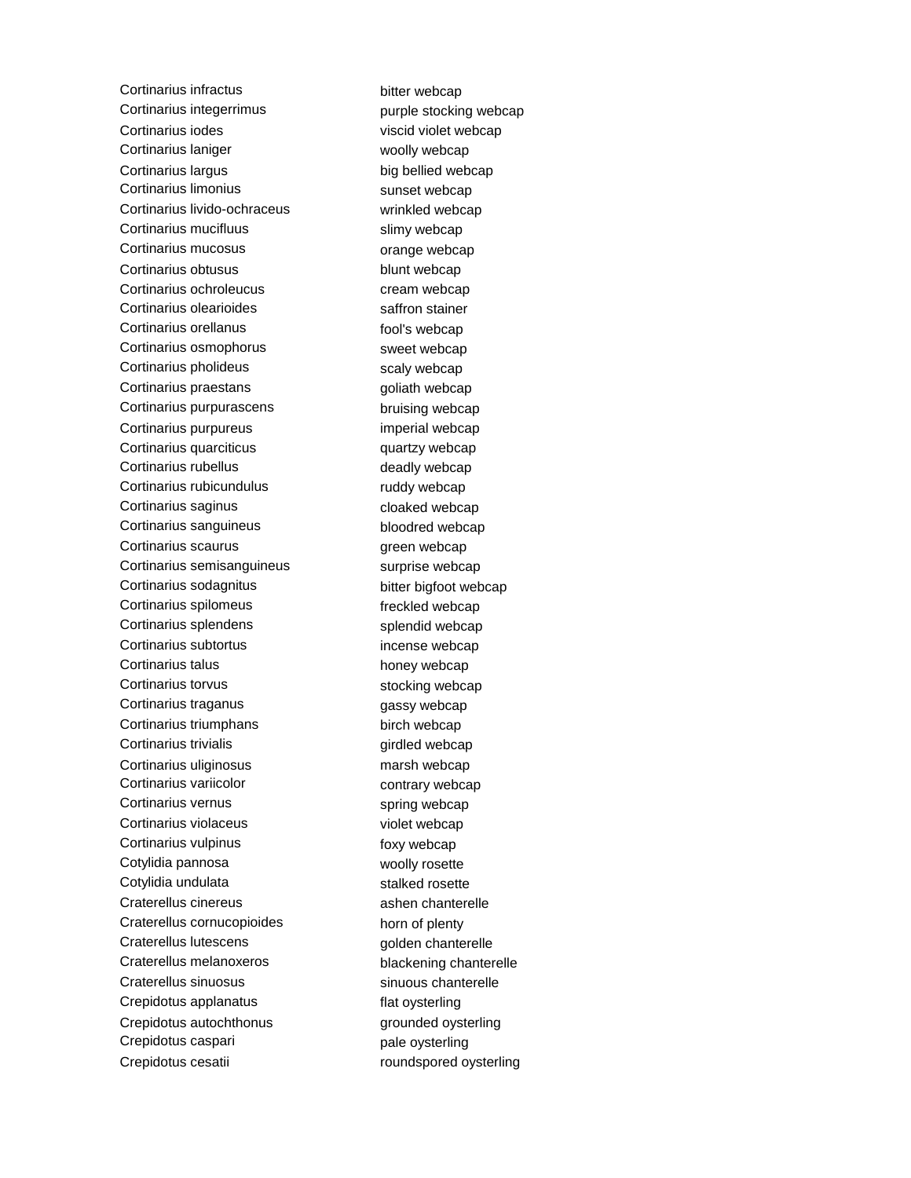| | |
|---|---|
| Cortinarius infractus | bitter webcap |
| Cortinarius integerrimus | purple stocking webcap |
| Cortinarius iodes | viscid violet webcap |
| Cortinarius laniger | woolly webcap |
| Cortinarius largus | big bellied webcap |
| Cortinarius limonius | sunset webcap |
| Cortinarius livido-ochraceus | wrinkled webcap |
| Cortinarius mucifluus | slimy webcap |
| Cortinarius mucosus | orange webcap |
| Cortinarius obtusus | blunt webcap |
| Cortinarius ochroleucus | cream webcap |
| Cortinarius olearioides | saffron stainer |
| Cortinarius orellanus | fool's webcap |
| Cortinarius osmophorus | sweet webcap |
| Cortinarius pholideus | scaly webcap |
| Cortinarius praestans | goliath webcap |
| Cortinarius purpurascens | bruising webcap |
| Cortinarius purpureus | imperial webcap |
| Cortinarius quarciticus | quartzy webcap |
| Cortinarius rubellus | deadly webcap |
| Cortinarius rubicundulus | ruddy webcap |
| Cortinarius saginus | cloaked webcap |
| Cortinarius sanguineus | bloodred webcap |
| Cortinarius scaurus | green webcap |
| Cortinarius semisanguineus | surprise webcap |
| Cortinarius sodagnitus | bitter bigfoot webcap |
| Cortinarius spilomeus | freckled webcap |
| Cortinarius splendens | splendid webcap |
| Cortinarius subtortus | incense webcap |
| Cortinarius talus | honey webcap |
| Cortinarius torvus | stocking webcap |
| Cortinarius traganus | gassy webcap |
| Cortinarius triumphans | birch webcap |
| Cortinarius trivialis | girdled webcap |
| Cortinarius uliginosus | marsh webcap |
| Cortinarius variicolor | contrary webcap |
| Cortinarius vernus | spring webcap |
| Cortinarius violaceus | violet webcap |
| Cortinarius vulpinus | foxy webcap |
| Cotylidia pannosa | woolly rosette |
| Cotylidia undulata | stalked rosette |
| Craterellus cinereus | ashen chanterelle |
| Craterellus cornucopioides | horn of plenty |
| Craterellus lutescens | golden chanterelle |
| Craterellus melanoxeros | blackening chanterelle |
| Craterellus sinuosus | sinuous chanterelle |
| Crepidotus applanatus | flat oysterling |
| Crepidotus autochthonus | grounded oysterling |
| Crepidotus caspari | pale oysterling |
| Crepidotus cesatii | roundspored oysterling |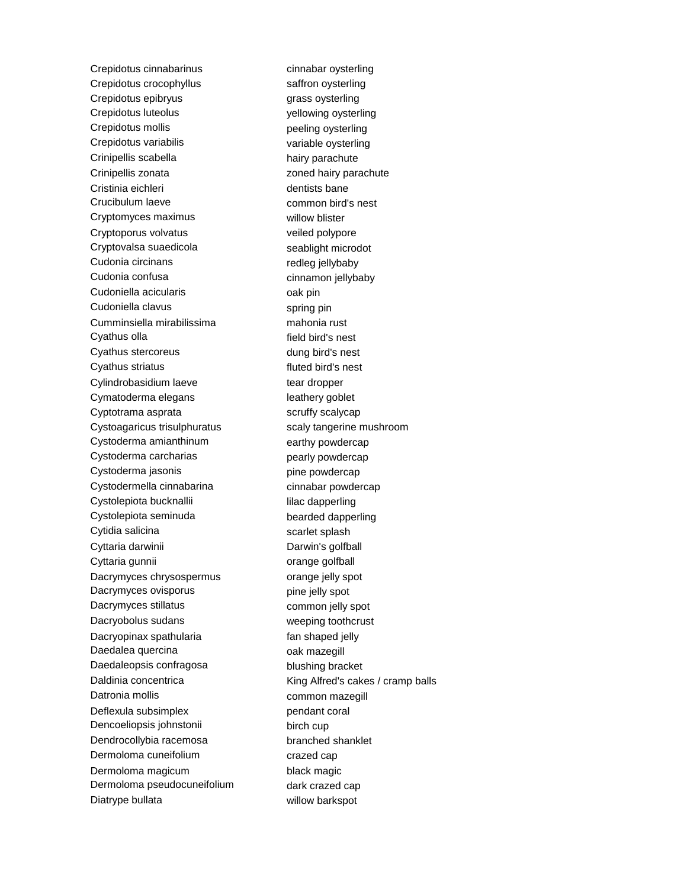| | |
|---|---|
| Crepidotus cinnabarinus | cinnabar oysterling |
| Crepidotus crocophyllus | saffron oysterling |
| Crepidotus epibryus | grass oysterling |
| Crepidotus luteolus | yellowing oysterling |
| Crepidotus mollis | peeling oysterling |
| Crepidotus variabilis | variable oysterling |
| Crinipellis scabella | hairy parachute |
| Crinipellis zonata | zoned hairy parachute |
| Cristinia eichleri | dentists bane |
| Crucibulum laeve | common bird's nest |
| Cryptomyces maximus | willow blister |
| Cryptoporus volvatus | veiled polypore |
| Cryptovalsa suaedicola | seablight microdot |
| Cudonia circinans | redleg jellybaby |
| Cudonia confusa | cinnamon jellybaby |
| Cudoniella acicularis | oak pin |
| Cudoniella clavus | spring pin |
| Cumminsiella mirabilissima | mahonia rust |
| Cyathus olla | field bird's nest |
| Cyathus stercoreus | dung bird's nest |
| Cyathus striatus | fluted bird's nest |
| Cylindrobasidium laeve | tear dropper |
| Cymatoderma elegans | leathery goblet |
| Cyptotrama asprata | scruffy scalycap |
| Cystoagaricus trisulphuratus | scaly tangerine mushroom |
| Cystoderma amianthinum | earthy powdercap |
| Cystoderma carcharias | pearly powdercap |
| Cystoderma jasonis | pine powdercap |
| Cystodermella cinnabarina | cinnabar powdercap |
| Cystolepiota bucknallii | lilac dapperling |
| Cystolepiota seminuda | bearded dapperling |
| Cytidia salicina | scarlet splash |
| Cyttaria darwinii | Darwin's golfball |
| Cyttaria gunnii | orange golfball |
| Dacrymyces chrysospermus | orange jelly spot |
| Dacrymyces ovisporus | pine jelly spot |
| Dacrymyces stillatus | common jelly spot |
| Dacryobolus sudans | weeping toothcrust |
| Dacryopinax spathularia | fan shaped jelly |
| Daedalea quercina | oak mazegill |
| Daedaleopsis confragosa | blushing bracket |
| Daldinia concentrica | King Alfred's cakes / cramp balls |
| Datronia mollis | common mazegill |
| Deflexula subsimplex | pendant coral |
| Dencoeliopsis johnstonii | birch cup |
| Dendrocollybia racemosa | branched shanklet |
| Dermoloma cuneifolium | crazed cap |
| Dermoloma magicum | black magic |
| Dermoloma pseudocuneifolium | dark crazed cap |
| Diatrype bullata | willow barkspot |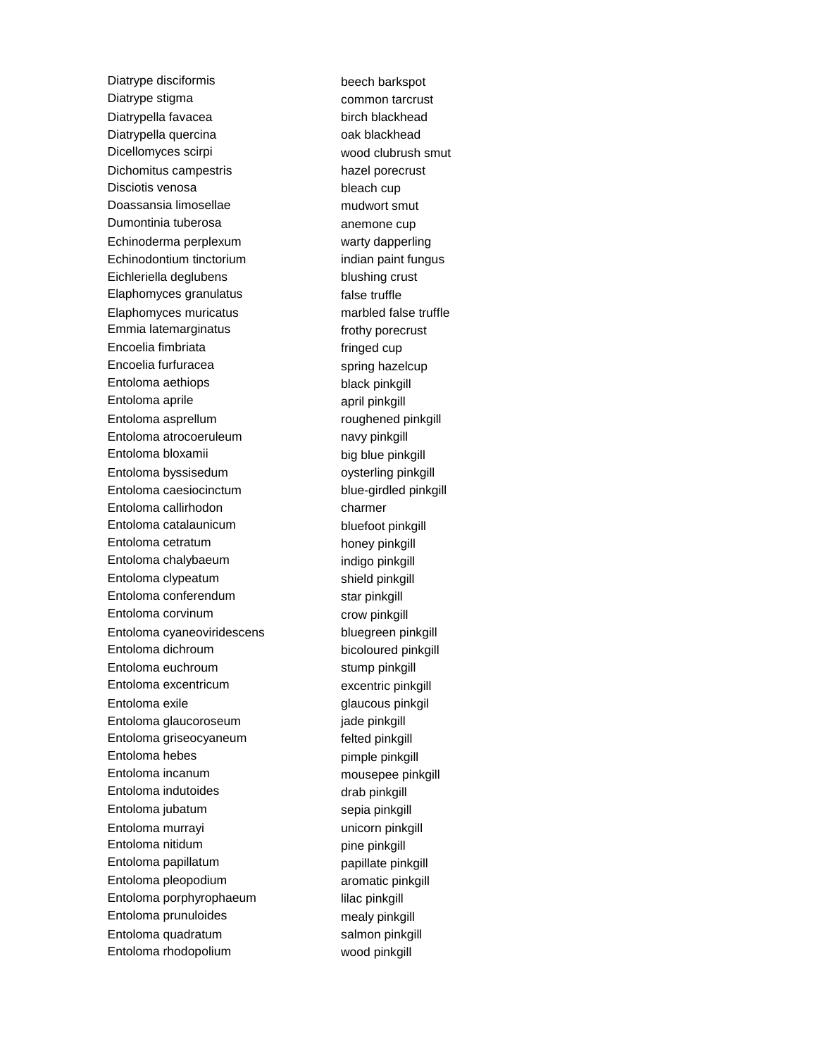| | |
|---|---|
| Diatrype disciformis | beech barkspot |
| Diatrype stigma | common tarcrust |
| Diatrypella favacea | birch blackhead |
| Diatrypella quercina | oak blackhead |
| Dicellomyces scirpi | wood clubrush smut |
| Dichomitus campestris | hazel porecrust |
| Disciotis venosa | bleach cup |
| Doassansia limosellae | mudwort smut |
| Dumontinia tuberosa | anemone cup |
| Echinoderma perplexum | warty dapperling |
| Echinodontium tinctorium | indian paint fungus |
| Eichleriella deglubens | blushing crust |
| Elaphomyces granulatus | false truffle |
| Elaphomyces muricatus | marbled false truffle |
| Emmia latemarginatus | frothy porecrust |
| Encoelia fimbriata | fringed cup |
| Encoelia furfuracea | spring hazelcup |
| Entoloma aethiops | black pinkgill |
| Entoloma aprile | april pinkgill |
| Entoloma asprellum | roughened pinkgill |
| Entoloma atrocoeruleum | navy pinkgill |
| Entoloma bloxamii | big blue pinkgill |
| Entoloma byssisedum | oysterling pinkgill |
| Entoloma caesiocinctum | blue-girdled pinkgill |
| Entoloma callirhodon | charmer |
| Entoloma catalaunicum | bluefoot pinkgill |
| Entoloma cetratum | honey pinkgill |
| Entoloma chalybaeum | indigo pinkgill |
| Entoloma clypeatum | shield pinkgill |
| Entoloma conferendum | star pinkgill |
| Entoloma corvinum | crow pinkgill |
| Entoloma cyaneoviridescens | bluegreen pinkgill |
| Entoloma dichroum | bicoloured pinkgill |
| Entoloma euchroum | stump pinkgill |
| Entoloma excentricum | excentric pinkgill |
| Entoloma exile | glaucous pinkgil |
| Entoloma glaucoroseum | jade pinkgill |
| Entoloma griseocyaneum | felted pinkgill |
| Entoloma hebes | pimple pinkgill |
| Entoloma incanum | mousepee pinkgill |
| Entoloma indutoides | drab pinkgill |
| Entoloma jubatum | sepia pinkgill |
| Entoloma murrayi | unicorn pinkgill |
| Entoloma nitidum | pine pinkgill |
| Entoloma papillatum | papillate pinkgill |
| Entoloma pleopodium | aromatic pinkgill |
| Entoloma porphyrophaeum | lilac pinkgill |
| Entoloma prunuloides | mealy pinkgill |
| Entoloma quadratum | salmon pinkgill |
| Entoloma rhodopolium | wood pinkgill |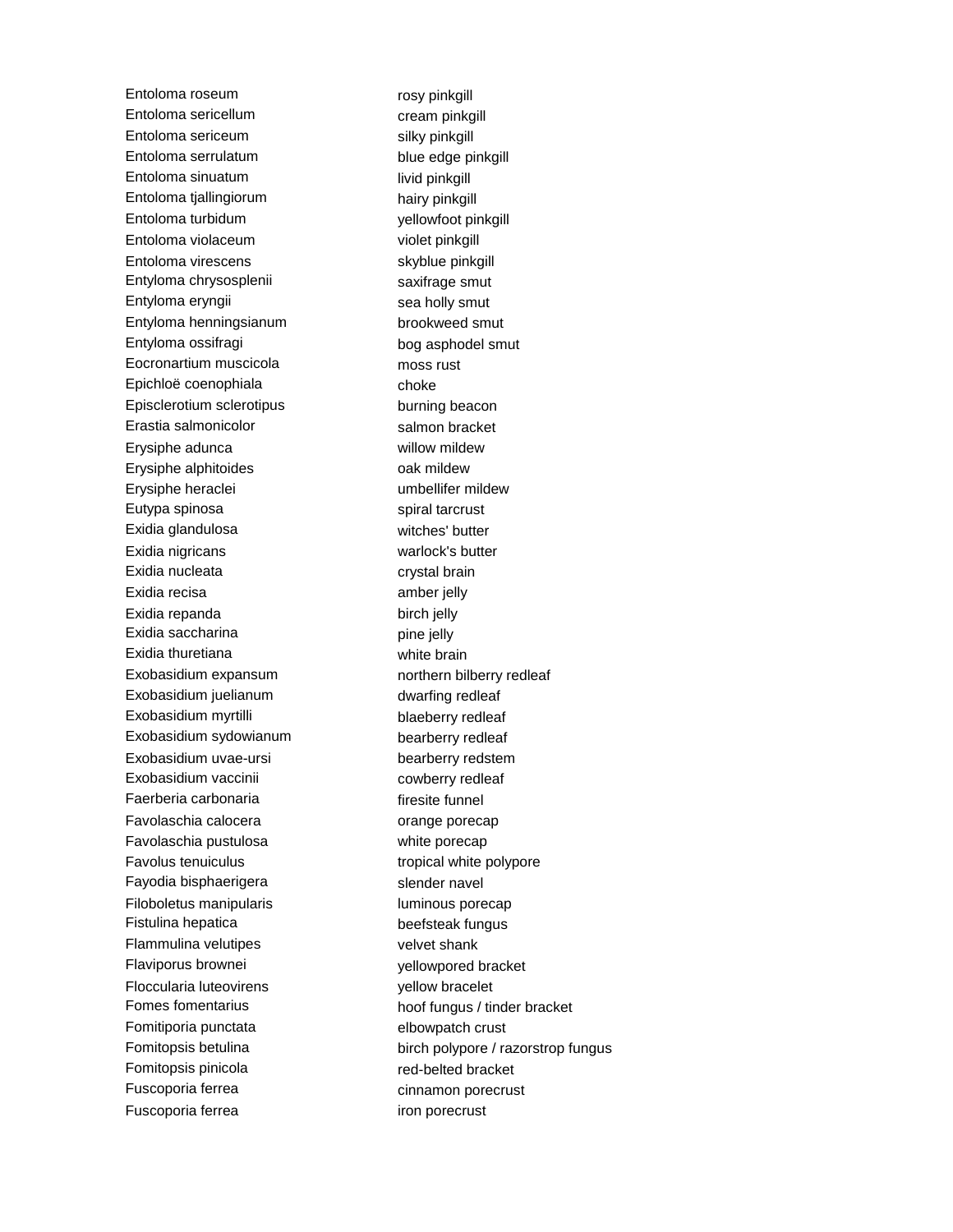| | |
|---|---|
| Entoloma roseum | rosy pinkgill |
| Entoloma sericellum | cream pinkgill |
| Entoloma sericeum | silky pinkgill |
| Entoloma serrulatum | blue edge pinkgill |
| Entoloma sinuatum | livid pinkgill |
| Entoloma tjallingiorum | hairy pinkgill |
| Entoloma turbidum | yellowfoot pinkgill |
| Entoloma violaceum | violet pinkgill |
| Entoloma virescens | skyblue pinkgill |
| Entyloma chrysosplenii | saxifrage smut |
| Entyloma eryngii | sea holly smut |
| Entyloma henningsianum | brookweed smut |
| Entyloma ossifragi | bog asphodel smut |
| Eocronartium muscicola | moss rust |
| Epichloë coenophiala | choke |
| Episclerotium sclerotipus | burning beacon |
| Erastia salmonicolor | salmon bracket |
| Erysiphe adunca | willow mildew |
| Erysiphe alphitoides | oak mildew |
| Erysiphe heraclei | umbellifer mildew |
| Eutypa spinosa | spiral tarcrust |
| Exidia glandulosa | witches' butter |
| Exidia nigricans | warlock's butter |
| Exidia nucleata | crystal brain |
| Exidia recisa | amber jelly |
| Exidia repanda | birch jelly |
| Exidia saccharina | pine jelly |
| Exidia thuretiana | white brain |
| Exobasidium expansum | northern bilberry redleaf |
| Exobasidium juelianum | dwarfing redleaf |
| Exobasidium myrtilli | blaeberry redleaf |
| Exobasidium sydowianum | bearberry redleaf |
| Exobasidium uvae-ursi | bearberry redstem |
| Exobasidium vaccinii | cowberry redleaf |
| Faerberia carbonaria | firesite funnel |
| Favolaschia calocera | orange porecap |
| Favolaschia pustulosa | white porecap |
| Favolus tenuiculus | tropical white polypore |
| Fayodia bisphaerigera | slender navel |
| Filoboletus manipularis | luminous porecap |
| Fistulina hepatica | beefsteak fungus |
| Flammulina velutipes | velvet shank |
| Flaviporus brownei | yellowpored bracket |
| Floccularia luteovirens | yellow bracelet |
| Fomes fomentarius | hoof fungus / tinder bracket |
| Fomitiporia punctata | elbowpatch crust |
| Fomitopsis betulina | birch polypore / razorstrop fungus |
| Fomitopsis pinicola | red-belted bracket |
| Fuscoporia ferrea | cinnamon porecrust |
| Fuscoporia ferrea | iron porecrust |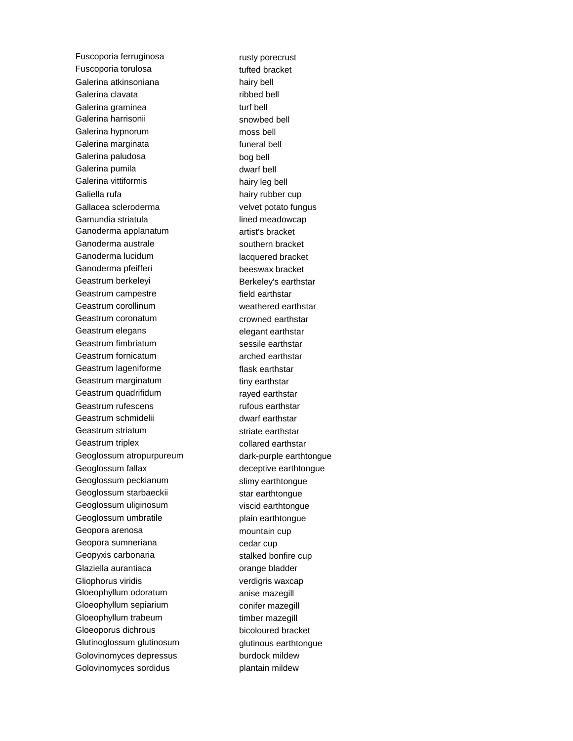| | |
|---|---|
| Fuscoporia ferruginosa | rusty porecrust |
| Fuscoporia torulosa | tufted bracket |
| Galerina atkinsoniana | hairy bell |
| Galerina clavata | ribbed bell |
| Galerina graminea | turf bell |
| Galerina harrisonii | snowbed bell |
| Galerina hypnorum | moss bell |
| Galerina marginata | funeral bell |
| Galerina paludosa | bog bell |
| Galerina pumila | dwarf bell |
| Galerina vittiformis | hairy leg bell |
| Galiella rufa | hairy rubber cup |
| Gallacea scleroderma | velvet potato fungus |
| Gamundia striatula | lined meadowcap |
| Ganoderma applanatum | artist's bracket |
| Ganoderma australe | southern bracket |
| Ganoderma lucidum | lacquered bracket |
| Ganoderma pfeifferi | beeswax bracket |
| Geastrum berkeleyi | Berkeley's earthstar |
| Geastrum campestre | field earthstar |
| Geastrum corollinum | weathered earthstar |
| Geastrum coronatum | crowned earthstar |
| Geastrum elegans | elegant earthstar |
| Geastrum fimbriatum | sessile earthstar |
| Geastrum fornicatum | arched earthstar |
| Geastrum lageniforme | flask earthstar |
| Geastrum marginatum | tiny earthstar |
| Geastrum quadrifidum | rayed earthstar |
| Geastrum rufescens | rufous earthstar |
| Geastrum schmidelii | dwarf earthstar |
| Geastrum striatum | striate earthstar |
| Geastrum triplex | collared earthstar |
| Geoglossum atropurpureum | dark-purple earthtongue |
| Geoglossum fallax | deceptive earthtongue |
| Geoglossum peckianum | slimy earthtongue |
| Geoglossum starbaeckii | star earthtongue |
| Geoglossum uliginosum | viscid earthtongue |
| Geoglossum umbratile | plain earthtongue |
| Geopora arenosa | mountain cup |
| Geopora sumneriana | cedar cup |
| Geopyxis carbonaria | stalked bonfire cup |
| Glaziella aurantiaca | orange bladder |
| Gliophorus viridis | verdigris waxcap |
| Gloeophyllum odoratum | anise mazegill |
| Gloeophyllum sepiarium | conifer mazegill |
| Gloeophyllum trabeum | timber mazegill |
| Gloeoporus dichrous | bicoloured bracket |
| Glutinoglossum glutinosum | glutinous earthtongue |
| Golovinomyces depressus | burdock mildew |
| Golovinomyces sordidus | plantain mildew |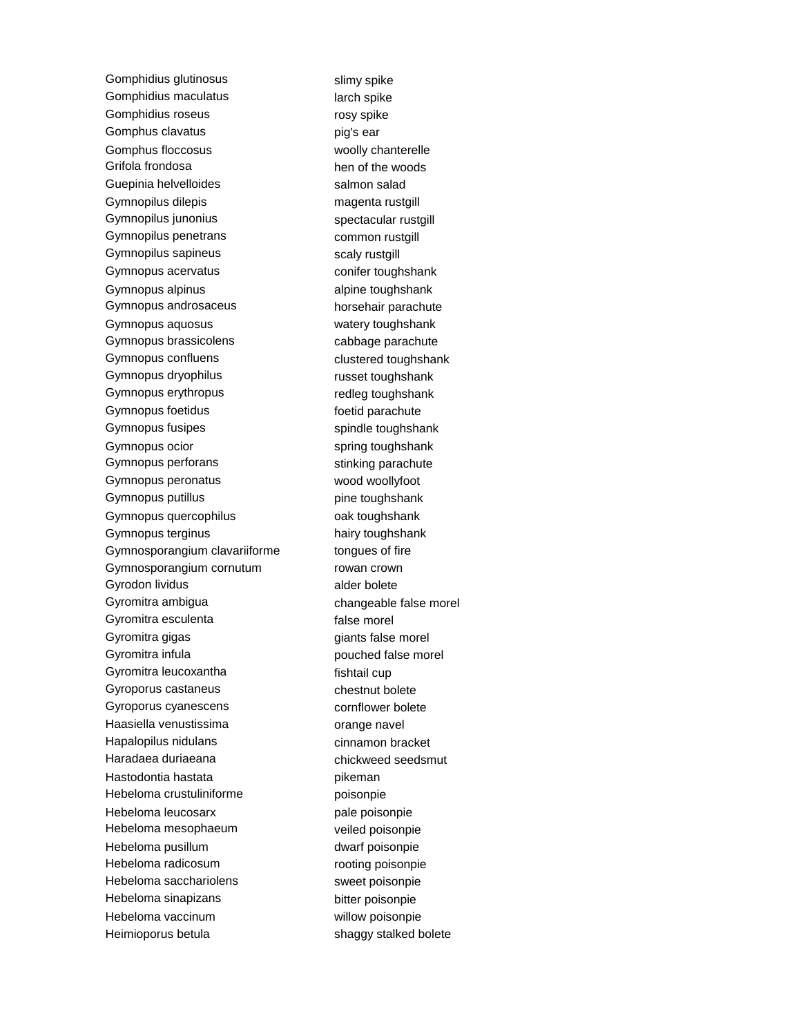| | |
|---|---|
| Gomphidius glutinosus | slimy spike |
| Gomphidius maculatus | larch spike |
| Gomphidius roseus | rosy spike |
| Gomphus clavatus | pig's ear |
| Gomphus floccosus | woolly chanterelle |
| Grifola frondosa | hen of the woods |
| Guepinia helvelloides | salmon salad |
| Gymnopilus dilepis | magenta rustgill |
| Gymnopilus junonius | spectacular rustgill |
| Gymnopilus penetrans | common rustgill |
| Gymnopilus sapineus | scaly rustgill |
| Gymnopus acervatus | conifer toughshank |
| Gymnopus alpinus | alpine toughshank |
| Gymnopus androsaceus | horsehair parachute |
| Gymnopus aquosus | watery toughshank |
| Gymnopus brassicolens | cabbage parachute |
| Gymnopus confluens | clustered toughshank |
| Gymnopus dryophilus | russet toughshank |
| Gymnopus erythropus | redleg toughshank |
| Gymnopus foetidus | foetid parachute |
| Gymnopus fusipes | spindle toughshank |
| Gymnopus ocior | spring toughshank |
| Gymnopus perforans | stinking parachute |
| Gymnopus peronatus | wood woollyfoot |
| Gymnopus putillus | pine toughshank |
| Gymnopus quercophilus | oak toughshank |
| Gymnopus terginus | hairy toughshank |
| Gymnosporangium clavariiforme | tongues of fire |
| Gymnosporangium cornutum | rowan crown |
| Gyrodon lividus | alder bolete |
| Gyromitra ambigua | changeable false morel |
| Gyromitra esculenta | false morel |
| Gyromitra gigas | giants false morel |
| Gyromitra infula | pouched false morel |
| Gyromitra leucoxantha | fishtail cup |
| Gyroporus castaneus | chestnut bolete |
| Gyroporus cyanescens | cornflower bolete |
| Haasiella venustissima | orange navel |
| Hapalopilus nidulans | cinnamon bracket |
| Haradaea duriaeana | chickweed seedsmut |
| Hastodontia hastata | pikeman |
| Hebeloma crustuliniforme | poisonpie |
| Hebeloma leucosarx | pale poisonpie |
| Hebeloma mesophaeum | veiled poisonpie |
| Hebeloma pusillum | dwarf poisonpie |
| Hebeloma radicosum | rooting poisonpie |
| Hebeloma sacchariolens | sweet poisonpie |
| Hebeloma sinapizans | bitter poisonpie |
| Hebeloma vaccinum | willow poisonpie |
| Heimioporus betula | shaggy stalked bolete |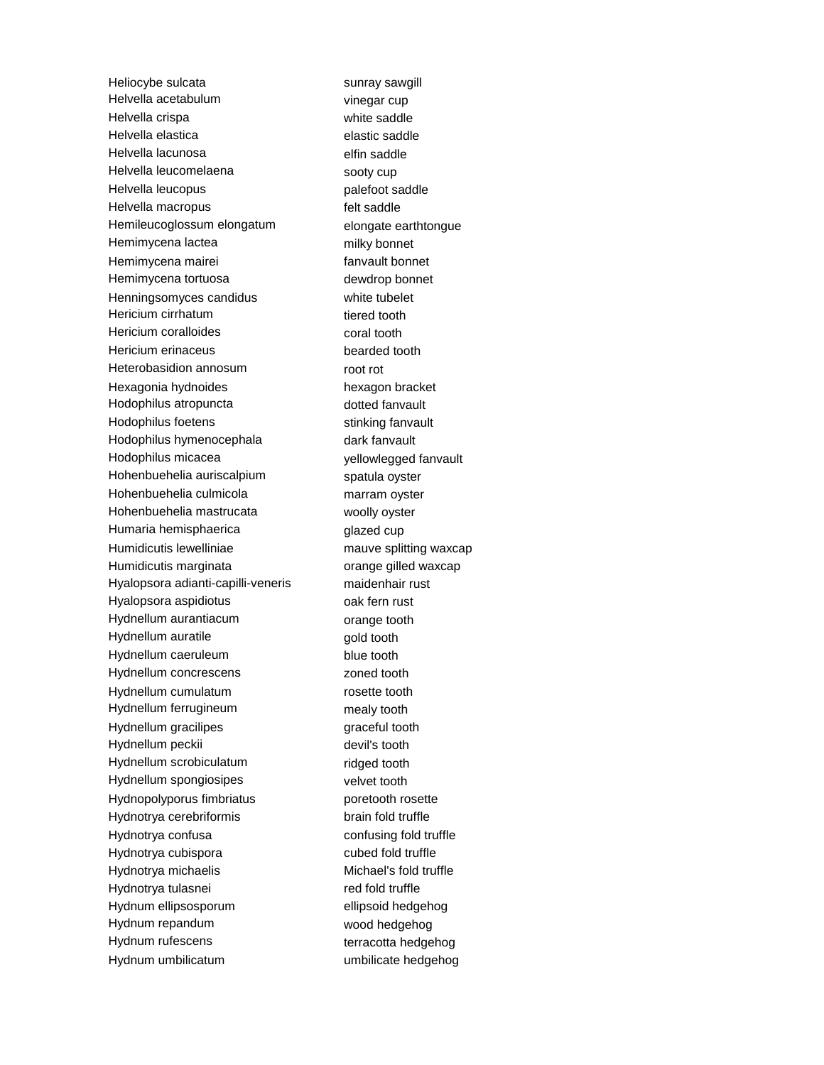| | |
|---|---|
| Heliocybe sulcata | sunray sawgill |
| Helvella acetabulum | vinegar cup |
| Helvella crispa | white saddle |
| Helvella elastica | elastic saddle |
| Helvella lacunosa | elfin saddle |
| Helvella leucomelaena | sooty cup |
| Helvella leucopus | palefoot saddle |
| Helvella macropus | felt saddle |
| Hemileucoglossum elongatum | elongate earthtongue |
| Hemimycena lactea | milky bonnet |
| Hemimycena mairei | fanvault bonnet |
| Hemimycena tortuosa | dewdrop bonnet |
| Henningsomyces candidus | white tubelet |
| Hericium cirrhatum | tiered tooth |
| Hericium coralloides | coral tooth |
| Hericium erinaceus | bearded tooth |
| Heterobasidion annosum | root rot |
| Hexagonia hydnoides | hexagon bracket |
| Hodophilus atropuncta | dotted fanvault |
| Hodophilus foetens | stinking fanvault |
| Hodophilus hymenocephala | dark fanvault |
| Hodophilus micacea | yellowlegged fanvault |
| Hohenbuehelia auriscalpium | spatula oyster |
| Hohenbuehelia culmicola | marram oyster |
| Hohenbuehelia mastrucata | woolly oyster |
| Humaria hemisphaerica | glazed cup |
| Humidicutis lewelliniae | mauve splitting waxcap |
| Humidicutis marginata | orange gilled waxcap |
| Hyalopsora adianti-capilli-veneris | maidenhair rust |
| Hyalopsora aspidiotus | oak fern rust |
| Hydnellum aurantiacum | orange tooth |
| Hydnellum auratile | gold tooth |
| Hydnellum caeruleum | blue tooth |
| Hydnellum concrescens | zoned tooth |
| Hydnellum cumulatum | rosette tooth |
| Hydnellum ferrugineum | mealy tooth |
| Hydnellum gracilipes | graceful tooth |
| Hydnellum peckii | devil's tooth |
| Hydnellum scrobiculatum | ridged tooth |
| Hydnellum spongiosipes | velvet tooth |
| Hydnopolyporus fimbriatus | poretooth rosette |
| Hydnotrya cerebriformis | brain fold truffle |
| Hydnotrya confusa | confusing fold truffle |
| Hydnotrya cubispora | cubed fold truffle |
| Hydnotrya michaelis | Michael's fold truffle |
| Hydnotrya tulasnei | red fold truffle |
| Hydnum ellipsosporum | ellipsoid hedgehog |
| Hydnum repandum | wood hedgehog |
| Hydnum rufescens | terracotta hedgehog |
| Hydnum umbilicatum | umbilicate hedgehog |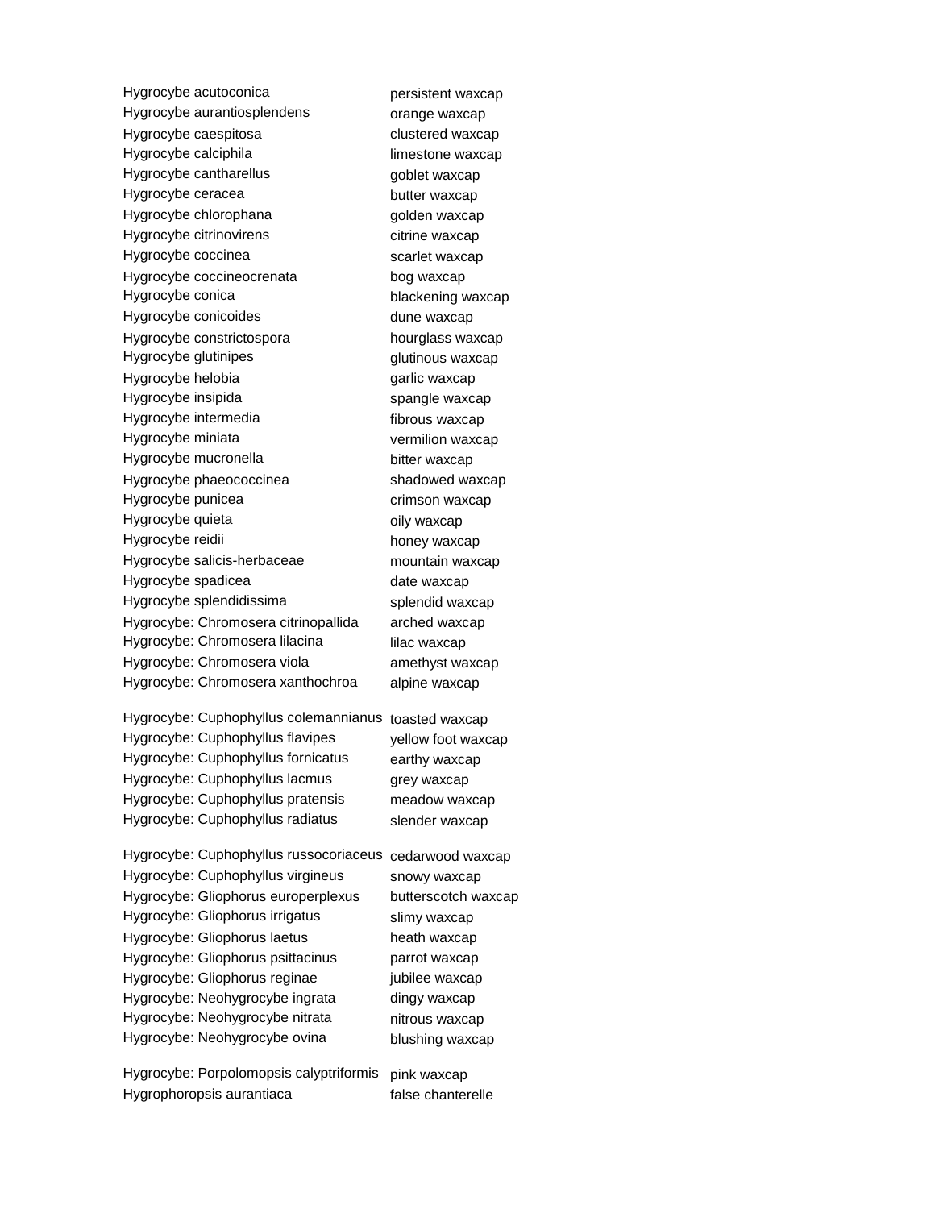| | |
|---|---|
| Hygrocybe acutoconica | persistent waxcap |
| Hygrocybe aurantiosplendens | orange waxcap |
| Hygrocybe caespitosa | clustered waxcap |
| Hygrocybe calciphila | limestone waxcap |
| Hygrocybe cantharellus | goblet waxcap |
| Hygrocybe ceracea | butter waxcap |
| Hygrocybe chlorophana | golden waxcap |
| Hygrocybe citrinovirens | citrine waxcap |
| Hygrocybe coccinea | scarlet waxcap |
| Hygrocybe coccineocrenata | bog waxcap |
| Hygrocybe conica | blackening waxcap |
| Hygrocybe conicoides | dune waxcap |
| Hygrocybe constrictospora | hourglass waxcap |
| Hygrocybe glutinipes | glutinous waxcap |
| Hygrocybe helobia | garlic waxcap |
| Hygrocybe insipida | spangle waxcap |
| Hygrocybe intermedia | fibrous waxcap |
| Hygrocybe miniata | vermilion waxcap |
| Hygrocybe mucronella | bitter waxcap |
| Hygrocybe phaeococcinea | shadowed waxcap |
| Hygrocybe punicea | crimson waxcap |
| Hygrocybe quieta | oily waxcap |
| Hygrocybe reidii | honey waxcap |
| Hygrocybe salicis-herbaceae | mountain waxcap |
| Hygrocybe spadicea | date waxcap |
| Hygrocybe splendidissima | splendid waxcap |
| Hygrocybe: Chromosera citrinopallida | arched waxcap |
| Hygrocybe: Chromosera lilacina | lilac waxcap |
| Hygrocybe: Chromosera viola | amethyst waxcap |
| Hygrocybe: Chromosera xanthochroa | alpine waxcap |
| Hygrocybe: Cuphophyllus colemannianus | toasted waxcap |
| Hygrocybe: Cuphophyllus flavipes | yellow foot waxcap |
| Hygrocybe: Cuphophyllus fornicatus | earthy waxcap |
| Hygrocybe: Cuphophyllus lacmus | grey waxcap |
| Hygrocybe: Cuphophyllus pratensis | meadow waxcap |
| Hygrocybe: Cuphophyllus radiatus | slender waxcap |
| Hygrocybe: Cuphophyllus russocoriaceus | cedarwood waxcap |
| Hygrocybe: Cuphophyllus virgineus | snowy waxcap |
| Hygrocybe: Gliophorus europerplexus | butterscotch waxcap |
| Hygrocybe: Gliophorus irrigatus | slimy waxcap |
| Hygrocybe: Gliophorus laetus | heath waxcap |
| Hygrocybe: Gliophorus psittacinus | parrot waxcap |
| Hygrocybe: Gliophorus reginae | jubilee waxcap |
| Hygrocybe: Neohygrocybe ingrata | dingy waxcap |
| Hygrocybe: Neohygrocybe nitrata | nitrous waxcap |
| Hygrocybe: Neohygrocybe ovina | blushing waxcap |
| Hygrocybe: Porpolomopsis calyptriformis | pink waxcap |
| Hygrophoropsis aurantiaca | false chanterelle |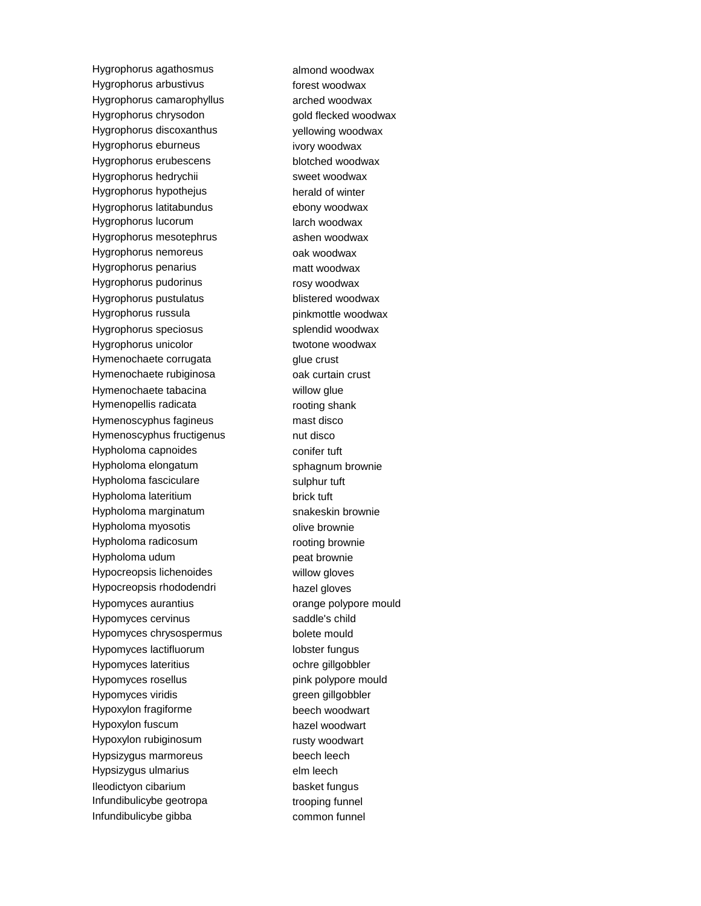| | |
|---|---|
| Hygrophorus agathosmus | almond woodwax |
| Hygrophorus arbustivus | forest woodwax |
| Hygrophorus camarophyllus | arched woodwax |
| Hygrophorus chrysodon | gold flecked woodwax |
| Hygrophorus discoxanthus | yellowing woodwax |
| Hygrophorus eburneus | ivory woodwax |
| Hygrophorus erubescens | blotched woodwax |
| Hygrophorus hedrychii | sweet woodwax |
| Hygrophorus hypothejus | herald of winter |
| Hygrophorus latitabundus | ebony woodwax |
| Hygrophorus lucorum | larch woodwax |
| Hygrophorus mesotephrus | ashen woodwax |
| Hygrophorus nemoreus | oak woodwax |
| Hygrophorus penarius | matt woodwax |
| Hygrophorus pudorinus | rosy woodwax |
| Hygrophorus pustulatus | blistered woodwax |
| Hygrophorus russula | pinkmottle woodwax |
| Hygrophorus speciosus | splendid woodwax |
| Hygrophorus unicolor | twotone woodwax |
| Hymenochaete corrugata | glue crust |
| Hymenochaete rubiginosa | oak curtain crust |
| Hymenochaete tabacina | willow glue |
| Hymenopellis radicata | rooting shank |
| Hymenoscyphus fagineus | mast disco |
| Hymenoscyphus fructigenus | nut disco |
| Hypholoma capnoides | conifer tuft |
| Hypholoma elongatum | sphagnum brownie |
| Hypholoma fasciculare | sulphur tuft |
| Hypholoma lateritium | brick tuft |
| Hypholoma marginatum | snakeskin brownie |
| Hypholoma myosotis | olive brownie |
| Hypholoma radicosum | rooting brownie |
| Hypholoma udum | peat brownie |
| Hypocreopsis lichenoides | willow gloves |
| Hypocreopsis rhododendri | hazel gloves |
| Hypomyces aurantius | orange polypore mould |
| Hypomyces cervinus | saddle's child |
| Hypomyces chrysospermus | bolete mould |
| Hypomyces lactifluorum | lobster fungus |
| Hypomyces lateritius | ochre gillgobbler |
| Hypomyces rosellus | pink polypore mould |
| Hypomyces viridis | green gillgobbler |
| Hypoxylon fragiforme | beech woodwart |
| Hypoxylon fuscum | hazel woodwart |
| Hypoxylon rubiginosum | rusty woodwart |
| Hypsizygus marmoreus | beech leech |
| Hypsizygus ulmarius | elm leech |
| Ileodictyon cibarium | basket fungus |
| Infundibulicybe geotropa | trooping funnel |
| Infundibulicybe gibba | common funnel |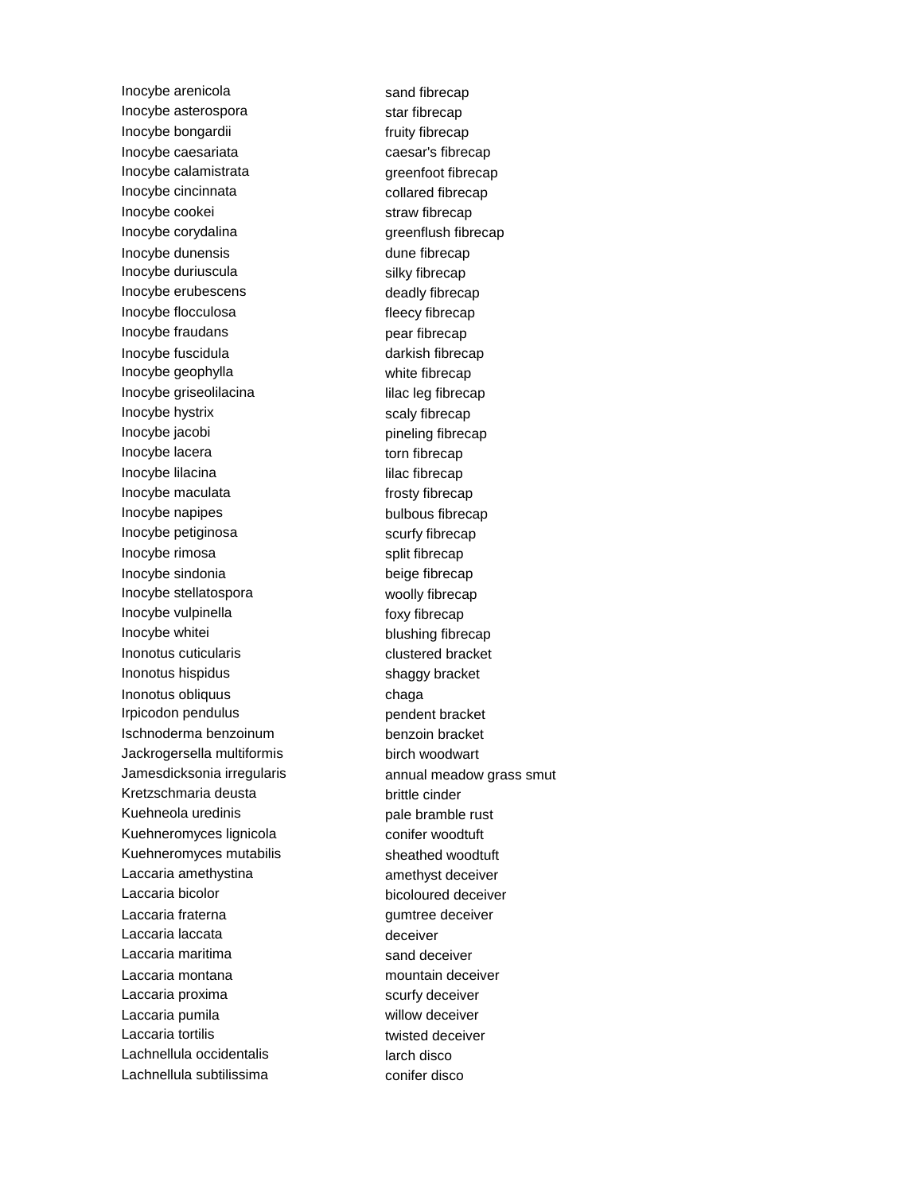| | |
|---|---|
| Inocybe arenicola | sand fibrecap |
| Inocybe asterospora | star fibrecap |
| Inocybe bongardii | fruity fibrecap |
| Inocybe caesariata | caesar's fibrecap |
| Inocybe calamistrata | greenfoot fibrecap |
| Inocybe cincinnata | collared fibrecap |
| Inocybe cookei | straw fibrecap |
| Inocybe corydalina | greenflush fibrecap |
| Inocybe dunensis | dune fibrecap |
| Inocybe duriuscula | silky fibrecap |
| Inocybe erubescens | deadly fibrecap |
| Inocybe flocculosa | fleecy fibrecap |
| Inocybe fraudans | pear fibrecap |
| Inocybe fuscidula | darkish fibrecap |
| Inocybe geophylla | white fibrecap |
| Inocybe griseolilacina | lilac leg fibrecap |
| Inocybe hystrix | scaly fibrecap |
| Inocybe jacobi | pineling fibrecap |
| Inocybe lacera | torn fibrecap |
| Inocybe lilacina | lilac fibrecap |
| Inocybe maculata | frosty fibrecap |
| Inocybe napipes | bulbous fibrecap |
| Inocybe petiginosa | scurfy fibrecap |
| Inocybe rimosa | split fibrecap |
| Inocybe sindonia | beige fibrecap |
| Inocybe stellatospora | woolly fibrecap |
| Inocybe vulpinella | foxy fibrecap |
| Inocybe whitei | blushing fibrecap |
| Inonotus cuticularis | clustered bracket |
| Inonotus hispidus | shaggy bracket |
| Inonotus obliquus | chaga |
| Irpicodon pendulus | pendent bracket |
| Ischnoderma benzoinum | benzoin bracket |
| Jackrogersella multiformis | birch woodwart |
| Jamesdicksonia irregularis | annual meadow grass smut |
| Kretzschmaria deusta | brittle cinder |
| Kuehneola uredinis | pale bramble rust |
| Kuehneromyces lignicola | conifer woodtuft |
| Kuehneromyces mutabilis | sheathed woodtuft |
| Laccaria amethystina | amethyst deceiver |
| Laccaria bicolor | bicoloured deceiver |
| Laccaria fraterna | gumtree deceiver |
| Laccaria laccata | deceiver |
| Laccaria maritima | sand deceiver |
| Laccaria montana | mountain deceiver |
| Laccaria proxima | scurfy deceiver |
| Laccaria pumila | willow deceiver |
| Laccaria tortilis | twisted deceiver |
| Lachnellula occidentalis | larch disco |
| Lachnellula subtilissima | conifer disco |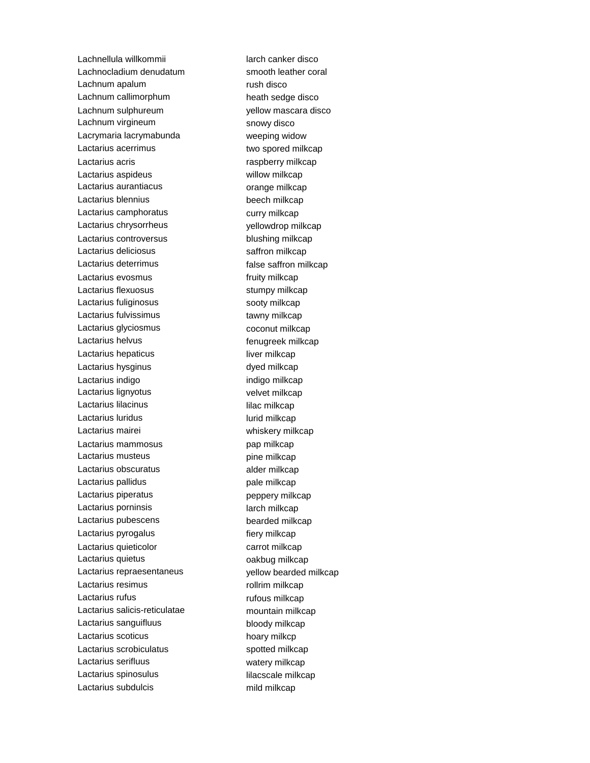| | |
|---|---|
| Lachnellula willkommii | larch canker disco |
| Lachnocladium denudatum | smooth leather coral |
| Lachnum apalum | rush disco |
| Lachnum callimorphum | heath sedge disco |
| Lachnum sulphureum | yellow mascara disco |
| Lachnum virgineum | snowy disco |
| Lacrymaria lacrymabunda | weeping widow |
| Lactarius acerrimus | two spored milkcap |
| Lactarius acris | raspberry milkcap |
| Lactarius aspideus | willow milkcap |
| Lactarius aurantiacus | orange milkcap |
| Lactarius blennius | beech milkcap |
| Lactarius camphoratus | curry milkcap |
| Lactarius chrysorrheus | yellowdrop milkcap |
| Lactarius controversus | blushing milkcap |
| Lactarius deliciosus | saffron milkcap |
| Lactarius deterrimus | false saffron milkcap |
| Lactarius evosmus | fruity milkcap |
| Lactarius flexuosus | stumpy milkcap |
| Lactarius fuliginosus | sooty milkcap |
| Lactarius fulvissimus | tawny milkcap |
| Lactarius glyciosmus | coconut milkcap |
| Lactarius helvus | fenugreek milkcap |
| Lactarius hepaticus | liver milkcap |
| Lactarius hysginus | dyed milkcap |
| Lactarius indigo | indigo milkcap |
| Lactarius lignyotus | velvet milkcap |
| Lactarius lilacinus | lilac milkcap |
| Lactarius luridus | lurid milkcap |
| Lactarius mairei | whiskery milkcap |
| Lactarius mammosus | pap milkcap |
| Lactarius musteus | pine milkcap |
| Lactarius obscuratus | alder milkcap |
| Lactarius pallidus | pale milkcap |
| Lactarius piperatus | peppery milkcap |
| Lactarius porninsis | larch milkcap |
| Lactarius pubescens | bearded milkcap |
| Lactarius pyrogalus | fiery milkcap |
| Lactarius quieticolor | carrot milkcap |
| Lactarius quietus | oakbug milkcap |
| Lactarius repraesentaneus | yellow bearded milkcap |
| Lactarius resimus | rollrim milkcap |
| Lactarius rufus | rufous milkcap |
| Lactarius salicis-reticulatae | mountain milkcap |
| Lactarius sanguifluus | bloody milkcap |
| Lactarius scoticus | hoary milkcp |
| Lactarius scrobiculatus | spotted milkcap |
| Lactarius serifluus | watery milkcap |
| Lactarius spinosulus | lilacscale milkcap |
| Lactarius subdulcis | mild milkcap |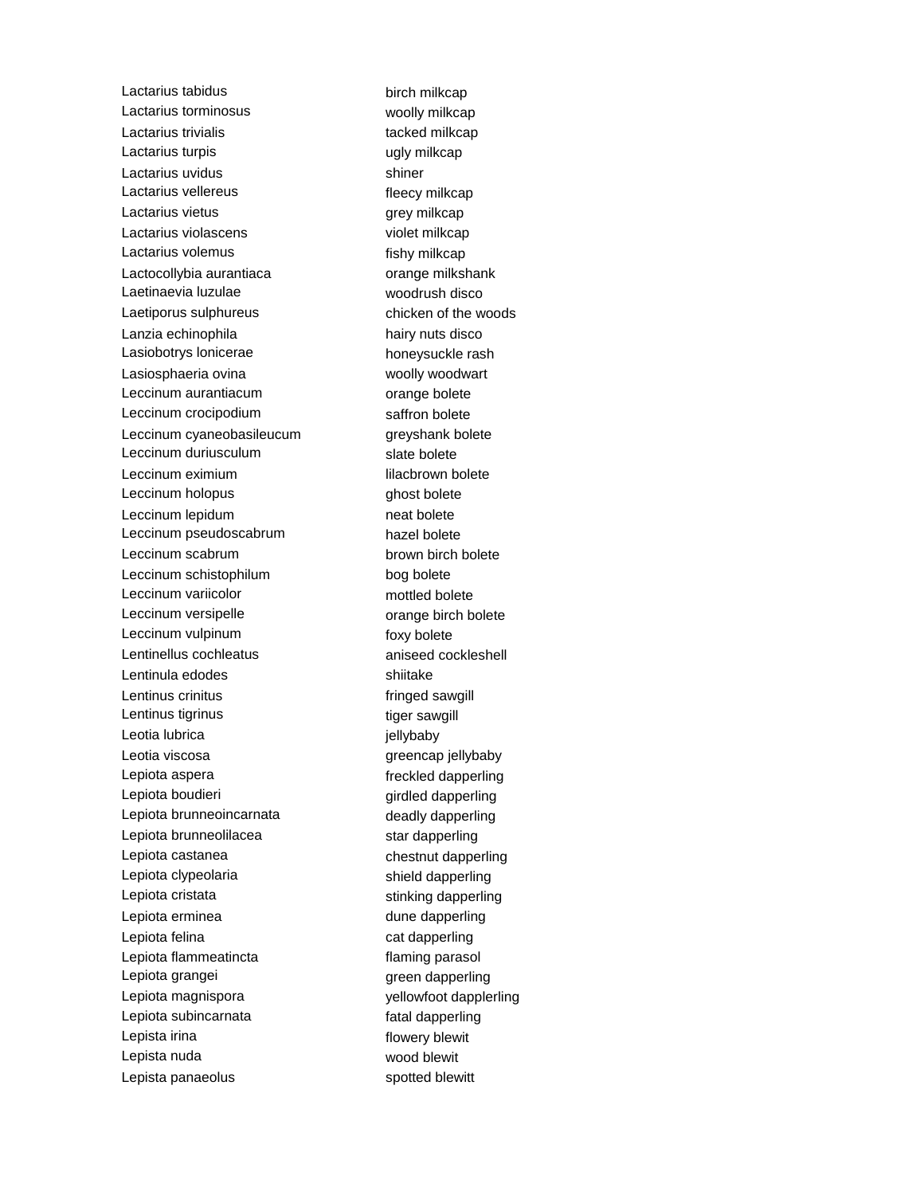| | |
|---|---|
| Lactarius tabidus | birch milkcap |
| Lactarius torminosus | woolly milkcap |
| Lactarius trivialis | tacked milkcap |
| Lactarius turpis | ugly milkcap |
| Lactarius uvidus | shiner |
| Lactarius vellereus | fleecy milkcap |
| Lactarius vietus | grey milkcap |
| Lactarius violascens | violet milkcap |
| Lactarius volemus | fishy milkcap |
| Lactocollybia aurantiaca | orange milkshank |
| Laetinaevia luzulae | woodrush disco |
| Laetiporus sulphureus | chicken of the woods |
| Lanzia echinophila | hairy nuts disco |
| Lasiobotrys lonicerae | honeysuckle rash |
| Lasiosphaeria ovina | woolly woodwart |
| Leccinum aurantiacum | orange bolete |
| Leccinum crocipodium | saffron bolete |
| Leccinum cyaneobasileucum | greyshank bolete |
| Leccinum duriusculum | slate bolete |
| Leccinum eximium | lilacbrown bolete |
| Leccinum holopus | ghost bolete |
| Leccinum lepidum | neat bolete |
| Leccinum pseudoscabrum | hazel bolete |
| Leccinum scabrum | brown birch bolete |
| Leccinum schistophilum | bog bolete |
| Leccinum variicolor | mottled bolete |
| Leccinum versipelle | orange birch bolete |
| Leccinum vulpinum | foxy bolete |
| Lentinellus cochleatus | aniseed cockleshell |
| Lentinula edodes | shiitake |
| Lentinus crinitus | fringed sawgill |
| Lentinus tigrinus | tiger sawgill |
| Leotia lubrica | jellybaby |
| Leotia viscosa | greencap jellybaby |
| Lepiota aspera | freckled dapperling |
| Lepiota boudieri | girdled dapperling |
| Lepiota brunneoincarnata | deadly dapperling |
| Lepiota brunneolilacea | star dapperling |
| Lepiota castanea | chestnut dapperling |
| Lepiota clypeolaria | shield dapperling |
| Lepiota cristata | stinking dapperling |
| Lepiota erminea | dune dapperling |
| Lepiota felina | cat dapperling |
| Lepiota flammeatincta | flaming parasol |
| Lepiota grangei | green dapperling |
| Lepiota magnispora | yellowfoot dapplerling |
| Lepiota subincarnata | fatal dapperling |
| Lepista irina | flowery blewit |
| Lepista nuda | wood blewit |
| Lepista panaeolus | spotted blewitt |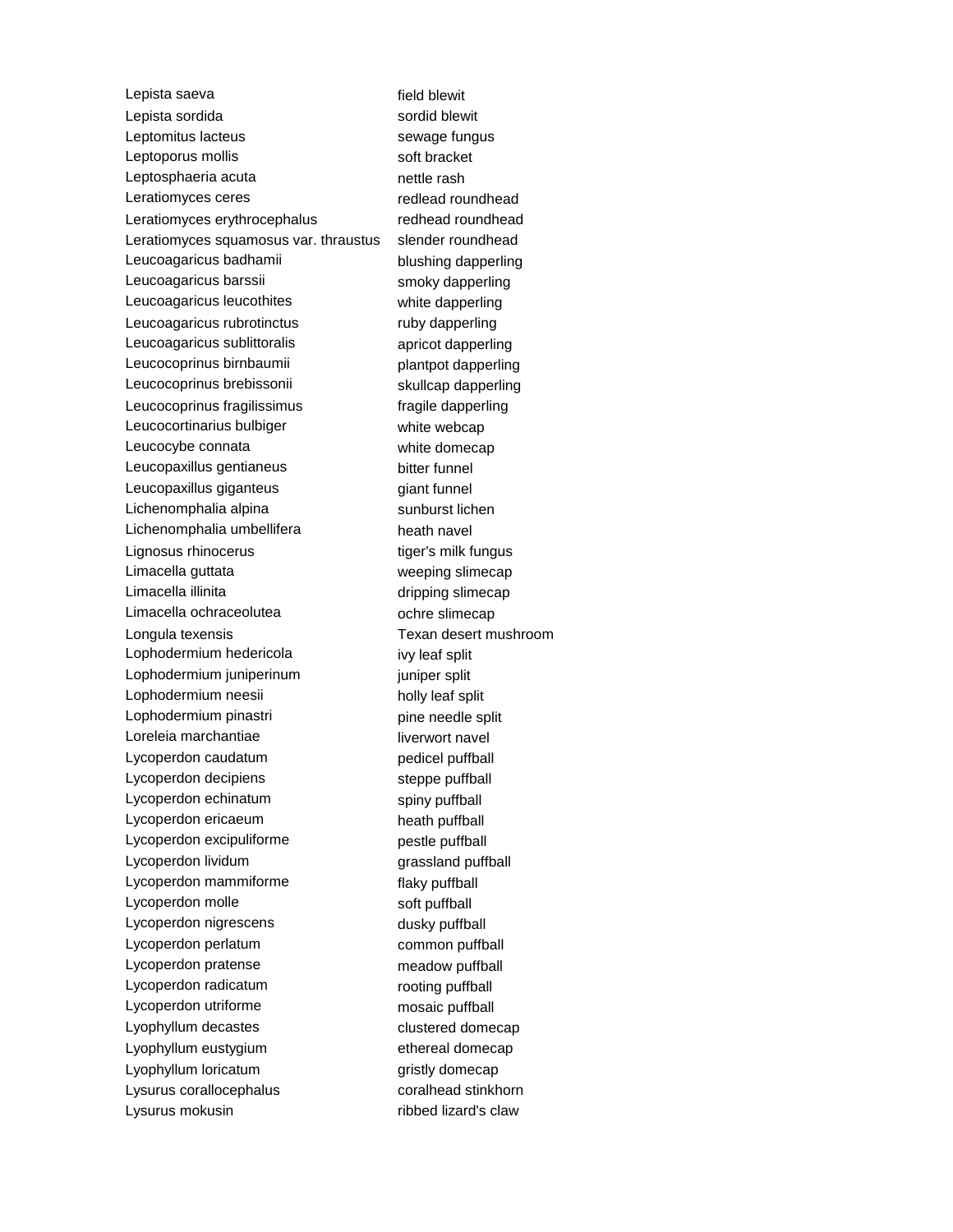| | |
|---|---|
| Lepista saeva | field blewit |
| Lepista sordida | sordid blewit |
| Leptomitus lacteus | sewage fungus |
| Leptoporus mollis | soft bracket |
| Leptosphaeria acuta | nettle rash |
| Leratiomyces ceres | redlead roundhead |
| Leratiomyces erythrocephalus | redhead roundhead |
| Leratiomyces squamosus var. thraustus | slender roundhead |
| Leucoagaricus badhamii | blushing dapperling |
| Leucoagaricus barssii | smoky dapperling |
| Leucoagaricus leucothites | white dapperling |
| Leucoagaricus rubrotinctus | ruby dapperling |
| Leucoagaricus sublittoralis | apricot dapperling |
| Leucocoprinus birnbaumii | plantpot dapperling |
| Leucocoprinus brebissonii | skullcap dapperling |
| Leucocoprinus fragilissimus | fragile dapperling |
| Leucocortinarius bulbiger | white webcap |
| Leucocybe connata | white domecap |
| Leucopaxillus gentianeus | bitter funnel |
| Leucopaxillus giganteus | giant funnel |
| Lichenomphalia alpina | sunburst lichen |
| Lichenomphalia umbellifera | heath navel |
| Lignosus rhinocerus | tiger's milk fungus |
| Limacella guttata | weeping slimecap |
| Limacella illinita | dripping slimecap |
| Limacella ochraceolutea | ochre slimecap |
| Longula texensis | Texan desert mushroom |
| Lophodermium hedericola | ivy leaf split |
| Lophodermium juniperinum | juniper split |
| Lophodermium neesii | holly leaf split |
| Lophodermium pinastri | pine needle split |
| Loreleia marchantiae | liverwort navel |
| Lycoperdon caudatum | pedicel puffball |
| Lycoperdon decipiens | steppe puffball |
| Lycoperdon echinatum | spiny puffball |
| Lycoperdon ericaeum | heath puffball |
| Lycoperdon excipuliforme | pestle puffball |
| Lycoperdon lividum | grassland puffball |
| Lycoperdon mammiforme | flaky puffball |
| Lycoperdon molle | soft puffball |
| Lycoperdon nigrescens | dusky puffball |
| Lycoperdon perlatum | common puffball |
| Lycoperdon pratense | meadow puffball |
| Lycoperdon radicatum | rooting puffball |
| Lycoperdon utriforme | mosaic puffball |
| Lyophyllum decastes | clustered domecap |
| Lyophyllum eustygium | ethereal domecap |
| Lyophyllum loricatum | gristly domecap |
| Lysurus corallocephalus | coralhead stinkhorn |
| Lysurus mokusin | ribbed lizard's claw |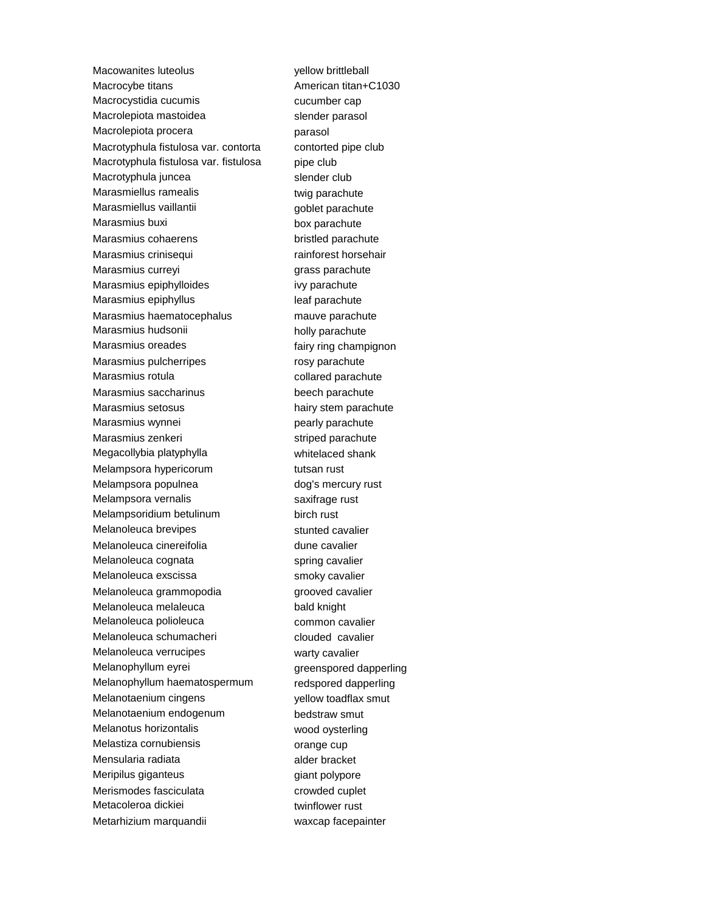| | |
|---|---|
| Macowanites luteolus | yellow brittleball |
| Macrocybe titans | American titan+C1030 |
| Macrocystidia cucumis | cucumber cap |
| Macrolepiota mastoidea | slender parasol |
| Macrolepiota procera | parasol |
| Macrotyphula fistulosa var. contorta | contorted pipe club |
| Macrotyphula fistulosa var. fistulosa | pipe club |
| Macrotyphula juncea | slender club |
| Marasmiellus ramealis | twig parachute |
| Marasmiellus vaillantii | goblet parachute |
| Marasmius buxi | box parachute |
| Marasmius cohaerens | bristled parachute |
| Marasmius crinisequi | rainforest horsehair |
| Marasmius curreyi | grass parachute |
| Marasmius epiphylloides | ivy parachute |
| Marasmius epiphyllus | leaf parachute |
| Marasmius haematocephalus | mauve parachute |
| Marasmius hudsonii | holly parachute |
| Marasmius oreades | fairy ring champignon |
| Marasmius pulcherripes | rosy parachute |
| Marasmius rotula | collared parachute |
| Marasmius saccharinus | beech parachute |
| Marasmius setosus | hairy stem parachute |
| Marasmius wynnei | pearly parachute |
| Marasmius zenkeri | striped parachute |
| Megacollybia platyphylla | whitelaced shank |
| Melampsora hypericorum | tutsan rust |
| Melampsora populnea | dog's mercury rust |
| Melampsora vernalis | saxifrage rust |
| Melampsoridium betulinum | birch rust |
| Melanoleuca brevipes | stunted cavalier |
| Melanoleuca cinereifolia | dune cavalier |
| Melanoleuca cognata | spring cavalier |
| Melanoleuca exscissa | smoky cavalier |
| Melanoleuca grammopodia | grooved cavalier |
| Melanoleuca melaleuca | bald knight |
| Melanoleuca polioleuca | common cavalier |
| Melanoleuca schumacheri | clouded cavalier |
| Melanoleuca verrucipes | warty cavalier |
| Melanophyllum eyrei | greenspored dapperling |
| Melanophyllum haematospermum | redspored dapperling |
| Melanotaenium cingens | yellow toadflax smut |
| Melanotaenium endogenum | bedstraw smut |
| Melanotus horizontalis | wood oysterling |
| Melastiza cornubiensis | orange cup |
| Mensularia radiata | alder bracket |
| Meripilus giganteus | giant polypore |
| Merismodes fasciculata | crowded cuplet |
| Metacoleroa dickiei | twinflower rust |
| Metarhizium marquandii | waxcap facepainter |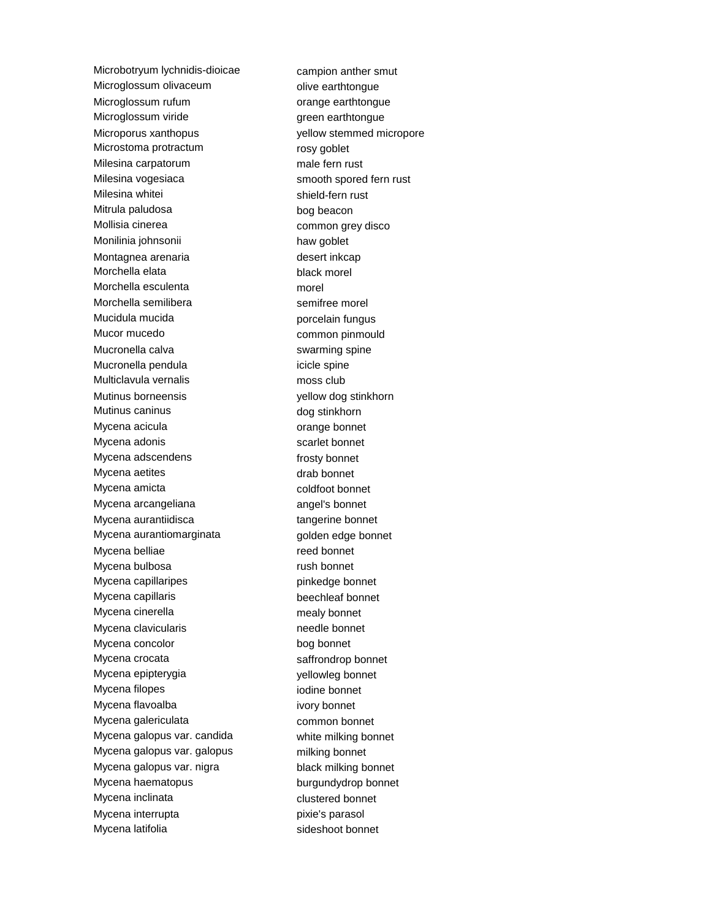| | |
|---|---|
| Microbotryum lychnidis-dioicae | campion anther smut |
| Microglossum olivaceum | olive earthtongue |
| Microglossum rufum | orange earthtongue |
| Microglossum viride | green earthtongue |
| Microporus xanthopus | yellow stemmed micropore |
| Microstoma protractum | rosy goblet |
| Milesina carpatorum | male fern rust |
| Milesina vogesiaca | smooth spored fern rust |
| Milesina whitei | shield-fern rust |
| Mitrula paludosa | bog beacon |
| Mollisia cinerea | common grey disco |
| Monilinia johnsonii | haw goblet |
| Montagnea arenaria | desert inkcap |
| Morchella elata | black morel |
| Morchella esculenta | morel |
| Morchella semilibera | semifree morel |
| Mucidula mucida | porcelain fungus |
| Mucor mucedo | common pinmould |
| Mucronella calva | swarming spine |
| Mucronella pendula | icicle spine |
| Multiclavula vernalis | moss club |
| Mutinus borneensis | yellow dog stinkhorn |
| Mutinus caninus | dog stinkhorn |
| Mycena acicula | orange bonnet |
| Mycena adonis | scarlet bonnet |
| Mycena adscendens | frosty bonnet |
| Mycena aetites | drab bonnet |
| Mycena amicta | coldfoot bonnet |
| Mycena arcangeliana | angel's bonnet |
| Mycena aurantiidisca | tangerine bonnet |
| Mycena aurantiomarginata | golden edge bonnet |
| Mycena belliae | reed bonnet |
| Mycena bulbosa | rush bonnet |
| Mycena capillaripes | pinkedge bonnet |
| Mycena capillaris | beechleaf bonnet |
| Mycena cinerella | mealy bonnet |
| Mycena clavicularis | needle bonnet |
| Mycena concolor | bog bonnet |
| Mycena crocata | saffrondrop bonnet |
| Mycena epipterygia | yellowleg bonnet |
| Mycena filopes | iodine bonnet |
| Mycena flavoalba | ivory bonnet |
| Mycena galericulata | common bonnet |
| Mycena galopus var. candida | white milking bonnet |
| Mycena galopus var. galopus | milking bonnet |
| Mycena galopus var. nigra | black milking bonnet |
| Mycena haematopus | burgundydrop bonnet |
| Mycena inclinata | clustered bonnet |
| Mycena interrupta | pixie's parasol |
| Mycena latifolia | sideshoot bonnet |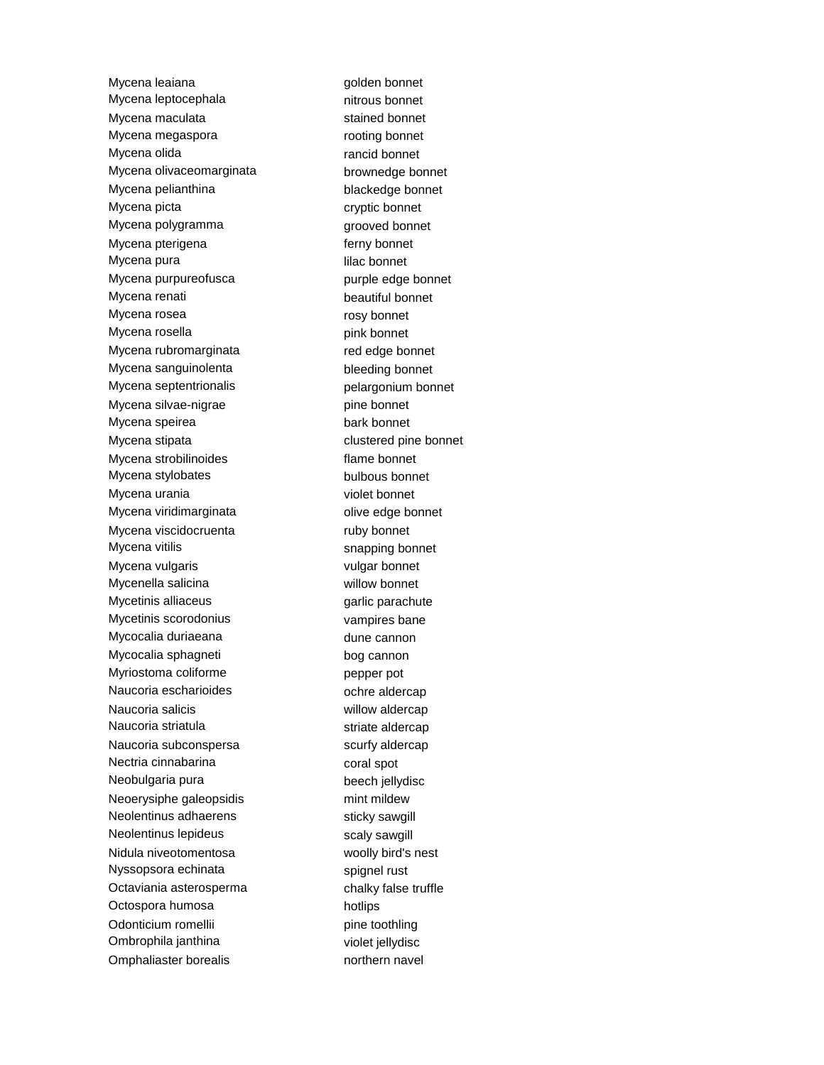| | |
|---|---|
| Mycena leaiana | golden bonnet |
| Mycena leptocephala | nitrous bonnet |
| Mycena maculata | stained bonnet |
| Mycena megaspora | rooting bonnet |
| Mycena olida | rancid bonnet |
| Mycena olivaceomarginata | brownedge bonnet |
| Mycena pelianthina | blackedge bonnet |
| Mycena picta | cryptic bonnet |
| Mycena polygramma | grooved bonnet |
| Mycena pterigena | ferny bonnet |
| Mycena pura | lilac bonnet |
| Mycena purpureofusca | purple edge bonnet |
| Mycena renati | beautiful bonnet |
| Mycena rosea | rosy bonnet |
| Mycena rosella | pink bonnet |
| Mycena rubromarginata | red edge bonnet |
| Mycena sanguinolenta | bleeding bonnet |
| Mycena septentrionalis | pelargonium bonnet |
| Mycena silvae-nigrae | pine bonnet |
| Mycena speirea | bark bonnet |
| Mycena stipata | clustered pine bonnet |
| Mycena strobilinoides | flame bonnet |
| Mycena stylobates | bulbous bonnet |
| Mycena urania | violet bonnet |
| Mycena viridimarginata | olive edge bonnet |
| Mycena viscidocruenta | ruby bonnet |
| Mycena vitilis | snapping bonnet |
| Mycena vulgaris | vulgar bonnet |
| Mycenella salicina | willow bonnet |
| Mycetinis alliaceus | garlic parachute |
| Mycetinis scorodonius | vampires bane |
| Mycocalia duriaeana | dune cannon |
| Mycocalia sphagneti | bog cannon |
| Myriostoma coliforme | pepper pot |
| Naucoria escharioides | ochre aldercap |
| Naucoria salicis | willow aldercap |
| Naucoria striatula | striate aldercap |
| Naucoria subconspersa | scurfy aldercap |
| Nectria cinnabarina | coral spot |
| Neobulgaria pura | beech jellydisc |
| Neoerysiphe galeopsidis | mint mildew |
| Neolentinus adhaerens | sticky sawgill |
| Neolentinus lepideus | scaly sawgill |
| Nidula niveotomentosa | woolly bird's nest |
| Nyssopsora echinata | spignel rust |
| Octaviania asterosperma | chalky false truffle |
| Octospora humosa | hotlips |
| Odonticium romellii | pine toothling |
| Ombrophila janthina | violet jellydisc |
| Omphaliaster borealis | northern navel |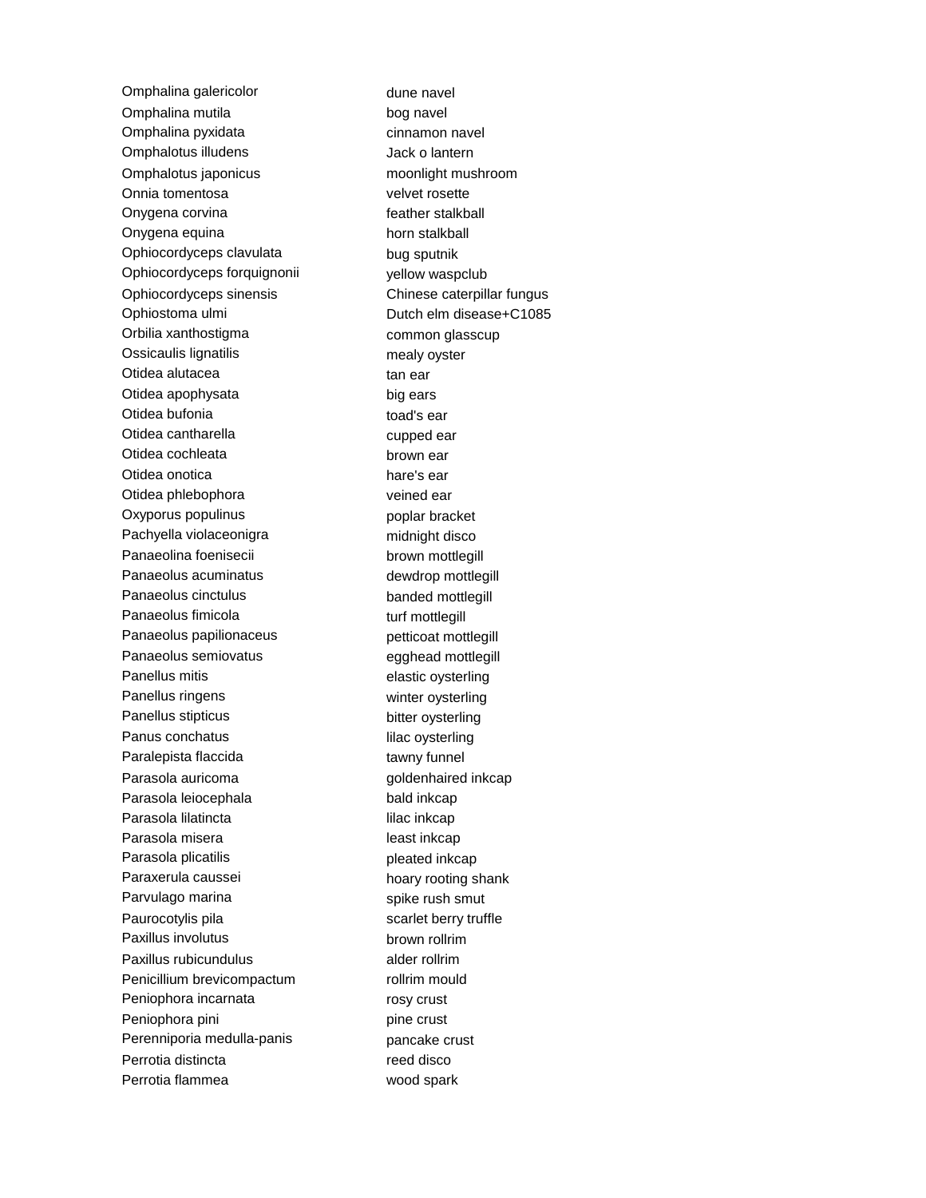| | |
|---|---|
| Omphalina galericolor | dune navel |
| Omphalina mutila | bog navel |
| Omphalina pyxidata | cinnamon navel |
| Omphalotus illudens | Jack o lantern |
| Omphalotus japonicus | moonlight mushroom |
| Onnia tomentosa | velvet rosette |
| Onygena corvina | feather stalkball |
| Onygena equina | horn stalkball |
| Ophiocordyceps clavulata | bug sputnik |
| Ophiocordyceps forquignonii | yellow waspclub |
| Ophiocordyceps sinensis | Chinese caterpillar fungus |
| Ophiostoma ulmi | Dutch elm disease+C1085 |
| Orbilia xanthostigma | common glasscup |
| Ossicaulis lignatilis | mealy oyster |
| Otidea alutacea | tan ear |
| Otidea apophysata | big ears |
| Otidea bufonia | toad's ear |
| Otidea cantharella | cupped ear |
| Otidea cochleata | brown ear |
| Otidea onotica | hare's ear |
| Otidea phlebophora | veined ear |
| Oxyporus populinus | poplar bracket |
| Pachyella violaceonigra | midnight disco |
| Panaeolina foenisecii | brown mottlegill |
| Panaeolus acuminatus | dewdrop mottlegill |
| Panaeolus cinctulus | banded mottlegill |
| Panaeolus fimicola | turf mottlegill |
| Panaeolus papilionaceus | petticoat mottlegill |
| Panaeolus semiovatus | egghead mottlegill |
| Panellus mitis | elastic oysterling |
| Panellus ringens | winter oysterling |
| Panellus stipticus | bitter oysterling |
| Panus conchatus | lilac oysterling |
| Paralepista flaccida | tawny funnel |
| Parasola auricoma | goldenhaired inkcap |
| Parasola leiocephala | bald inkcap |
| Parasola lilatincta | lilac inkcap |
| Parasola misera | least inkcap |
| Parasola plicatilis | pleated inkcap |
| Paraxerula caussei | hoary rooting shank |
| Parvulago marina | spike rush smut |
| Paurocotylis pila | scarlet berry truffle |
| Paxillus involutus | brown rollrim |
| Paxillus rubicundulus | alder rollrim |
| Penicillium brevicompactum | rollrim mould |
| Peniophora incarnata | rosy crust |
| Peniophora pini | pine crust |
| Perenniporia medulla-panis | pancake crust |
| Perrotia distincta | reed disco |
| Perrotia flammea | wood spark |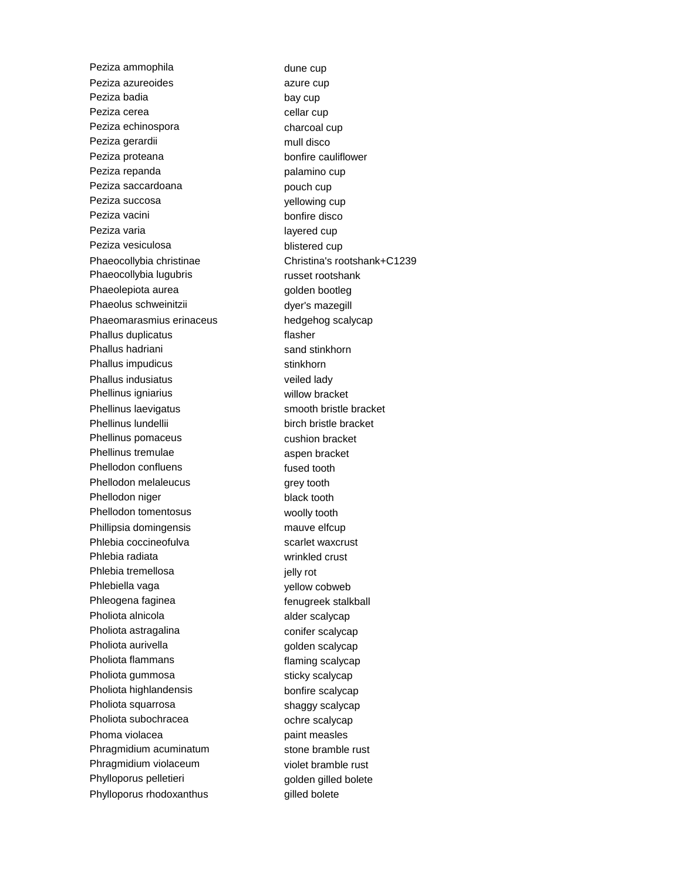| | |
|---|---|
| Peziza ammophila | dune cup |
| Peziza azureoides | azure cup |
| Peziza badia | bay cup |
| Peziza cerea | cellar cup |
| Peziza echinospora | charcoal cup |
| Peziza gerardii | mull disco |
| Peziza proteana | bonfire cauliflower |
| Peziza repanda | palamino cup |
| Peziza saccardoana | pouch cup |
| Peziza succosa | yellowing cup |
| Peziza vacini | bonfire disco |
| Peziza varia | layered cup |
| Peziza vesiculosa | blistered cup |
| Phaeocollybia christinae | Christina's rootshank+C1239 |
| Phaeocollybia lugubris | russet rootshank |
| Phaeolepiota aurea | golden bootleg |
| Phaeolus schweinitzii | dyer's mazegill |
| Phaeomarasmius erinaceus | hedgehog scalycap |
| Phallus duplicatus | flasher |
| Phallus hadriani | sand stinkhorn |
| Phallus impudicus | stinkhorn |
| Phallus indusiatus | veiled lady |
| Phellinus igniarius | willow bracket |
| Phellinus laevigatus | smooth bristle bracket |
| Phellinus lundellii | birch bristle bracket |
| Phellinus pomaceus | cushion bracket |
| Phellinus tremulae | aspen bracket |
| Phellodon confluens | fused tooth |
| Phellodon melaleucus | grey tooth |
| Phellodon niger | black tooth |
| Phellodon tomentosus | woolly tooth |
| Phillipsia domingensis | mauve elfcup |
| Phlebia coccineofulva | scarlet waxcrust |
| Phlebia radiata | wrinkled crust |
| Phlebia tremellosa | jelly rot |
| Phlebiella vaga | yellow cobweb |
| Phleogena faginea | fenugreek stalkball |
| Pholiota alnicola | alder scalycap |
| Pholiota astragalina | conifer scalycap |
| Pholiota aurivella | golden scalycap |
| Pholiota flammans | flaming scalycap |
| Pholiota gummosa | sticky scalycap |
| Pholiota highlandensis | bonfire scalycap |
| Pholiota squarrosa | shaggy scalycap |
| Pholiota subochracea | ochre scalycap |
| Phoma violacea | paint measles |
| Phragmidium acuminatum | stone bramble rust |
| Phragmidium violaceum | violet bramble rust |
| Phylloporus pelletieri | golden gilled bolete |
| Phylloporus rhodoxanthus | gilled bolete |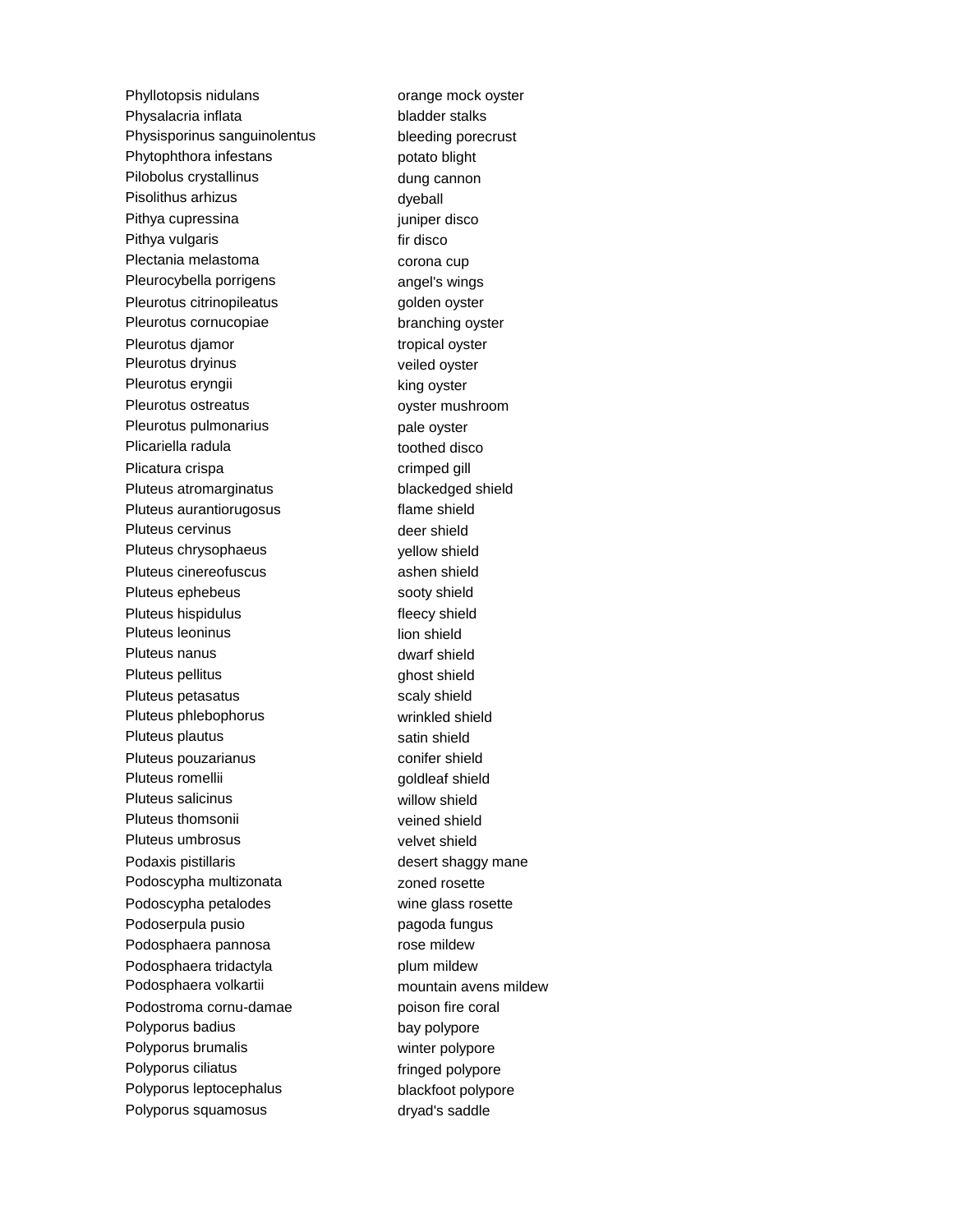| | |
|---|---|
| Phyllotopsis nidulans | orange mock oyster |
| Physalacria inflata | bladder stalks |
| Physisporinus sanguinolentus | bleeding porecrust |
| Phytophthora infestans | potato blight |
| Pilobolus crystallinus | dung cannon |
| Pisolithus arhizus | dyeball |
| Pithya cupressina | juniper disco |
| Pithya vulgaris | fir disco |
| Plectania melastoma | corona cup |
| Pleurocybella porrigens | angel's wings |
| Pleurotus citrinopileatus | golden oyster |
| Pleurotus cornucopiae | branching oyster |
| Pleurotus djamor | tropical oyster |
| Pleurotus dryinus | veiled oyster |
| Pleurotus eryngii | king oyster |
| Pleurotus ostreatus | oyster mushroom |
| Pleurotus pulmonarius | pale oyster |
| Plicariella radula | toothed disco |
| Plicatura crispa | crimped gill |
| Pluteus atromarginatus | blackedged shield |
| Pluteus aurantiorugosus | flame shield |
| Pluteus cervinus | deer shield |
| Pluteus chrysophaeus | yellow shield |
| Pluteus cinereofuscus | ashen shield |
| Pluteus ephebeus | sooty shield |
| Pluteus hispidulus | fleecy shield |
| Pluteus leoninus | lion shield |
| Pluteus nanus | dwarf shield |
| Pluteus pellitus | ghost shield |
| Pluteus petasatus | scaly shield |
| Pluteus phlebophorus | wrinkled shield |
| Pluteus plautus | satin shield |
| Pluteus pouzarianus | conifer shield |
| Pluteus romellii | goldleaf shield |
| Pluteus salicinus | willow shield |
| Pluteus thomsonii | veined shield |
| Pluteus umbrosus | velvet shield |
| Podaxis pistillaris | desert shaggy mane |
| Podoscypha multizonata | zoned rosette |
| Podoscypha petalodes | wine glass rosette |
| Podoserpula pusio | pagoda fungus |
| Podosphaera pannosa | rose mildew |
| Podosphaera tridactyla | plum mildew |
| Podosphaera volkartii | mountain avens mildew |
| Podostroma cornu-damae | poison fire coral |
| Polyporus badius | bay polypore |
| Polyporus brumalis | winter polypore |
| Polyporus ciliatus | fringed polypore |
| Polyporus leptocephalus | blackfoot polypore |
| Polyporus squamosus | dryad's saddle |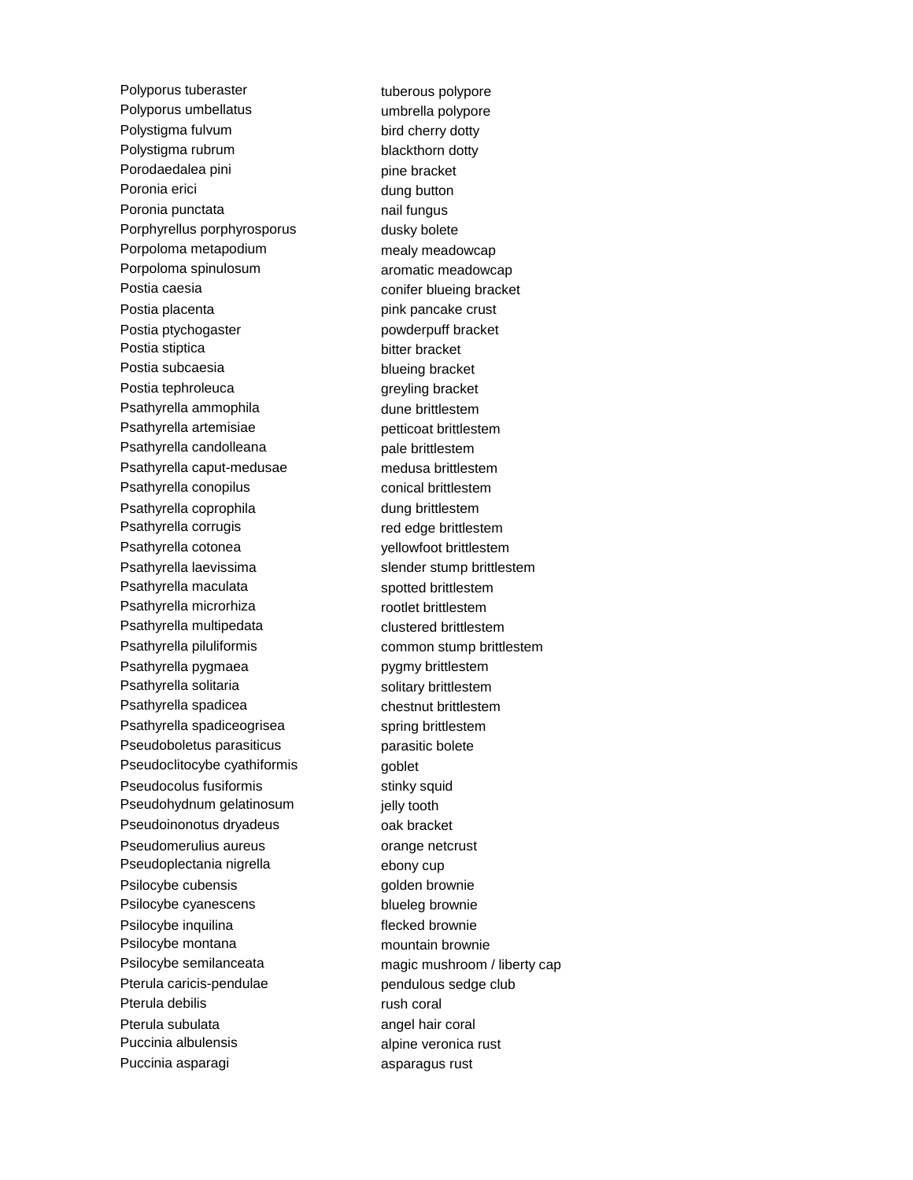| | |
|---|---|
| Polyporus tuberaster | tuberous polypore |
| Polyporus umbellatus | umbrella polypore |
| Polystigma fulvum | bird cherry dotty |
| Polystigma rubrum | blackthorn dotty |
| Porodaedalea pini | pine bracket |
| Poronia erici | dung button |
| Poronia punctata | nail fungus |
| Porphyrellus porphyrosporus | dusky bolete |
| Porpoloma metapodium | mealy meadowcap |
| Porpoloma spinulosum | aromatic meadowcap |
| Postia caesia | conifer blueing bracket |
| Postia placenta | pink pancake crust |
| Postia ptychogaster | powderpuff bracket |
| Postia stiptica | bitter bracket |
| Postia subcaesia | blueing bracket |
| Postia tephroleuca | greyling bracket |
| Psathyrella ammophila | dune brittlestem |
| Psathyrella artemisiae | petticoat brittlestem |
| Psathyrella candolleana | pale brittlestem |
| Psathyrella caput-medusae | medusa brittlestem |
| Psathyrella conopilus | conical brittlestem |
| Psathyrella coprophila | dung brittlestem |
| Psathyrella corrugis | red edge brittlestem |
| Psathyrella cotonea | yellowfoot brittlestem |
| Psathyrella laevissima | slender stump brittlestem |
| Psathyrella maculata | spotted brittlestem |
| Psathyrella microrhiza | rootlet brittlestem |
| Psathyrella multipedata | clustered brittlestem |
| Psathyrella piluliformis | common stump brittlestem |
| Psathyrella pygmaea | pygmy brittlestem |
| Psathyrella solitaria | solitary brittlestem |
| Psathyrella spadicea | chestnut brittlestem |
| Psathyrella spadiceogrisea | spring brittlestem |
| Pseudoboletus parasiticus | parasitic bolete |
| Pseudoclitocybe cyathiformis | goblet |
| Pseudocolus fusiformis | stinky squid |
| Pseudohydnum gelatinosum | jelly tooth |
| Pseudoinonotus dryadeus | oak bracket |
| Pseudomerulius aureus | orange netcrust |
| Pseudoplectania nigrella | ebony cup |
| Psilocybe cubensis | golden brownie |
| Psilocybe cyanescens | blueleg brownie |
| Psilocybe inquilina | flecked brownie |
| Psilocybe montana | mountain brownie |
| Psilocybe semilanceata | magic mushroom / liberty cap |
| Pterula caricis-pendulae | pendulous sedge club |
| Pterula debilis | rush coral |
| Pterula subulata | angel hair coral |
| Puccinia albulensis | alpine veronica rust |
| Puccinia asparagi | asparagus rust |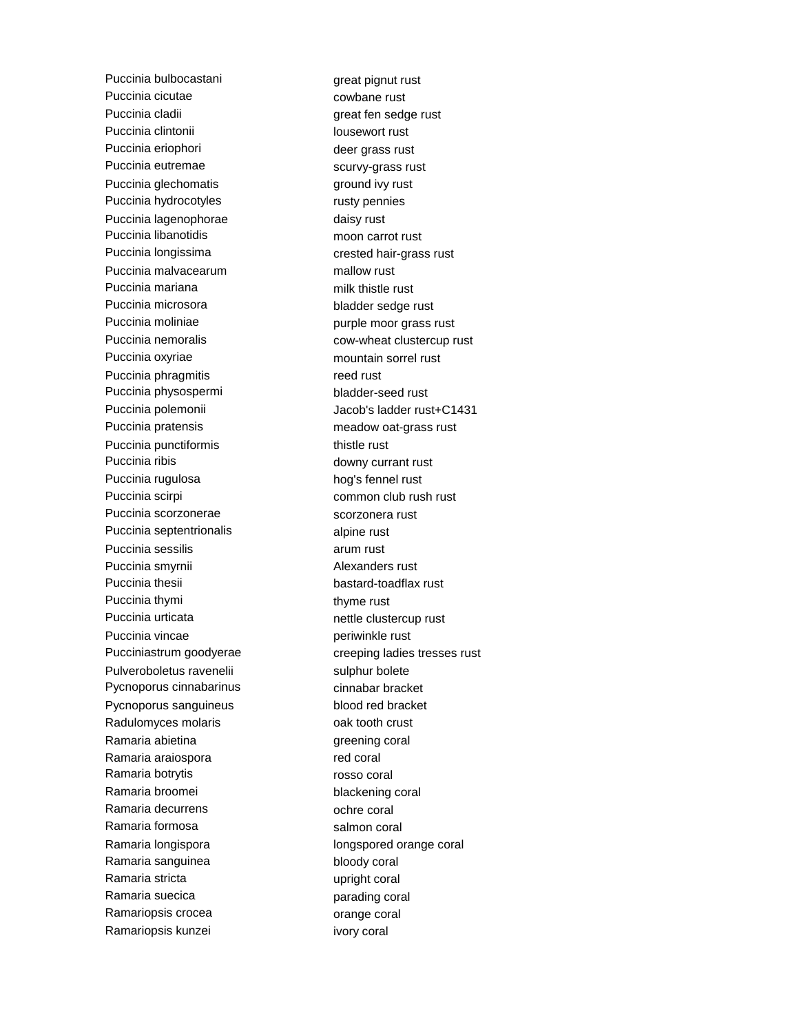| | |
|---|---|
| Puccinia bulbocastani | great pignut rust |
| Puccinia cicutae | cowbane rust |
| Puccinia cladii | great fen sedge rust |
| Puccinia clintonii | lousewort rust |
| Puccinia eriophori | deer grass rust |
| Puccinia eutremae | scurvy-grass rust |
| Puccinia glechomatis | ground ivy rust |
| Puccinia hydrocotyles | rusty pennies |
| Puccinia lagenophorae | daisy rust |
| Puccinia libanotidis | moon carrot rust |
| Puccinia longissima | crested hair-grass rust |
| Puccinia malvacearum | mallow rust |
| Puccinia mariana | milk thistle rust |
| Puccinia microsora | bladder sedge rust |
| Puccinia moliniae | purple moor grass rust |
| Puccinia nemoralis | cow-wheat clustercup rust |
| Puccinia oxyriae | mountain sorrel rust |
| Puccinia phragmitis | reed rust |
| Puccinia physospermi | bladder-seed rust |
| Puccinia polemonii | Jacob's ladder rust+C1431 |
| Puccinia pratensis | meadow oat-grass rust |
| Puccinia punctiformis | thistle rust |
| Puccinia ribis | downy currant rust |
| Puccinia rugulosa | hog's fennel rust |
| Puccinia scirpi | common club rush rust |
| Puccinia scorzonerae | scorzonera rust |
| Puccinia septentrionalis | alpine rust |
| Puccinia sessilis | arum rust |
| Puccinia smyrnii | Alexanders rust |
| Puccinia thesii | bastard-toadflax rust |
| Puccinia thymi | thyme rust |
| Puccinia urticata | nettle clustercup rust |
| Puccinia vincae | periwinkle rust |
| Pucciniastrum goodyerae | creeping ladies tresses rust |
| Pulveroboletus ravenelii | sulphur bolete |
| Pycnoporus cinnabarinus | cinnabar bracket |
| Pycnoporus sanguineus | blood red bracket |
| Radulomyces molaris | oak tooth crust |
| Ramaria abietina | greening coral |
| Ramaria araiospora | red coral |
| Ramaria botrytis | rosso coral |
| Ramaria broomei | blackening coral |
| Ramaria decurrens | ochre coral |
| Ramaria formosa | salmon coral |
| Ramaria longispora | longspored orange coral |
| Ramaria sanguinea | bloody coral |
| Ramaria stricta | upright coral |
| Ramaria suecica | parading coral |
| Ramariopsis crocea | orange coral |
| Ramariopsis kunzei | ivory coral |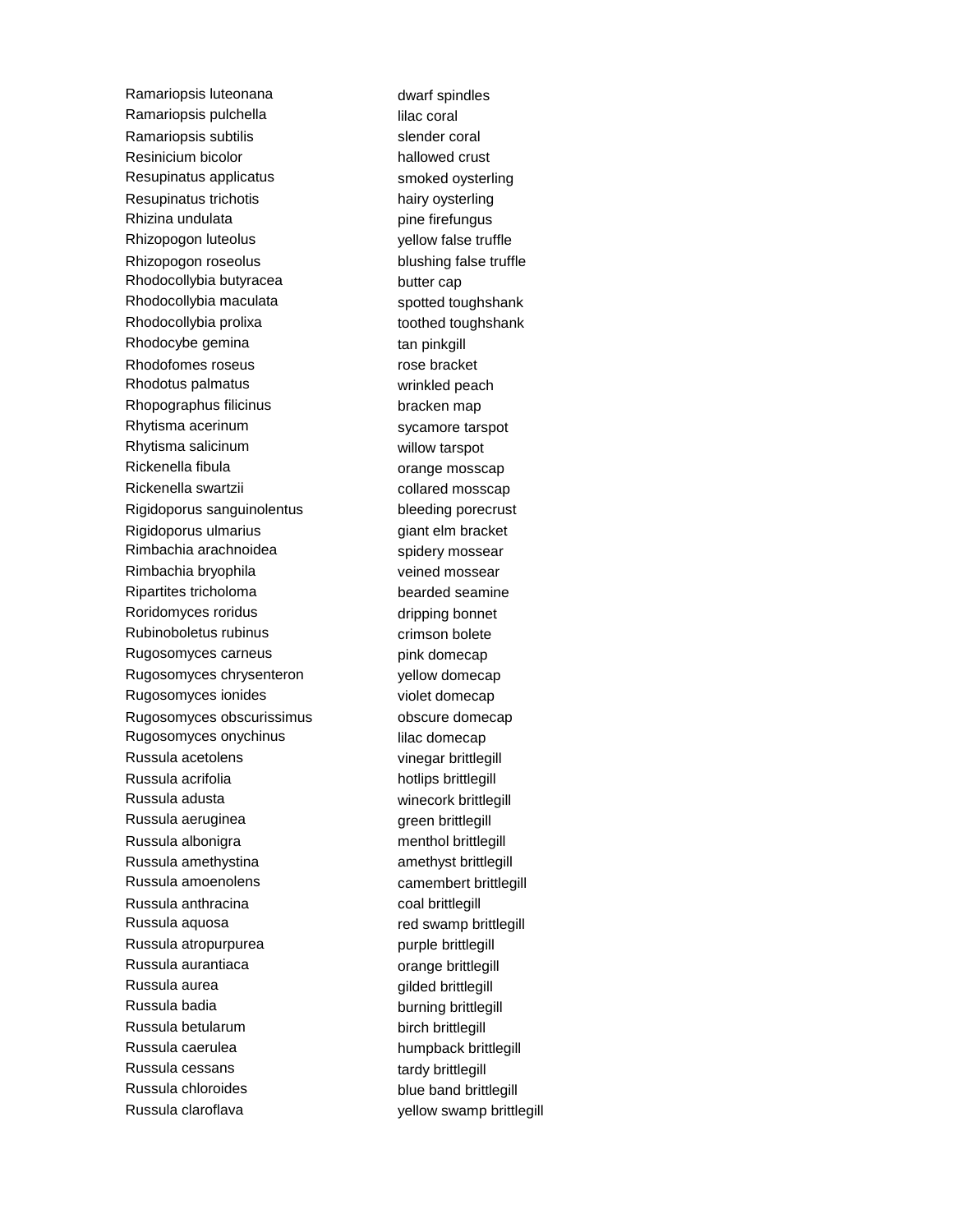| | |
|---|---|
| Ramariopsis luteonana | dwarf spindles |
| Ramariopsis pulchella | lilac coral |
| Ramariopsis subtilis | slender coral |
| Resinicium bicolor | hallowed crust |
| Resupinatus applicatus | smoked oysterling |
| Resupinatus trichotis | hairy oysterling |
| Rhizina undulata | pine firefungus |
| Rhizopogon luteolus | yellow false truffle |
| Rhizopogon roseolus | blushing false truffle |
| Rhodocollybia butyracea | butter cap |
| Rhodocollybia maculata | spotted toughshank |
| Rhodocollybia prolixa | toothed toughshank |
| Rhodocybe gemina | tan pinkgill |
| Rhodofomes roseus | rose bracket |
| Rhodotus palmatus | wrinkled peach |
| Rhopographus filicinus | bracken map |
| Rhytisma acerinum | sycamore tarspot |
| Rhytisma salicinum | willow tarspot |
| Rickenella fibula | orange mosscap |
| Rickenella swartzii | collared mosscap |
| Rigidoporus sanguinolentus | bleeding porecrust |
| Rigidoporus ulmarius | giant elm bracket |
| Rimbachia arachnoidea | spidery mossear |
| Rimbachia bryophila | veined mossear |
| Ripartites tricholoma | bearded seamine |
| Roridomyces roridus | dripping bonnet |
| Rubinoboletus rubinus | crimson bolete |
| Rugosomyces carneus | pink domecap |
| Rugosomyces chrysenteron | yellow domecap |
| Rugosomyces ionides | violet domecap |
| Rugosomyces obscurissimus | obscure domecap |
| Rugosomyces onychinus | lilac domecap |
| Russula acetolens | vinegar brittlegill |
| Russula acrifolia | hotlips brittlegill |
| Russula adusta | winecork brittlegill |
| Russula aeruginea | green brittlegill |
| Russula albonigra | menthol brittlegill |
| Russula amethystina | amethyst brittlegill |
| Russula amoenolens | camembert brittlegill |
| Russula anthracina | coal brittlegill |
| Russula aquosa | red swamp brittlegill |
| Russula atropurpurea | purple brittlegill |
| Russula aurantiaca | orange brittlegill |
| Russula aurea | gilded brittlegill |
| Russula badia | burning brittlegill |
| Russula betularum | birch brittlegill |
| Russula caerulea | humpback brittlegill |
| Russula cessans | tardy brittlegill |
| Russula chloroides | blue band brittlegill |
| Russula claroflava | yellow swamp brittlegill |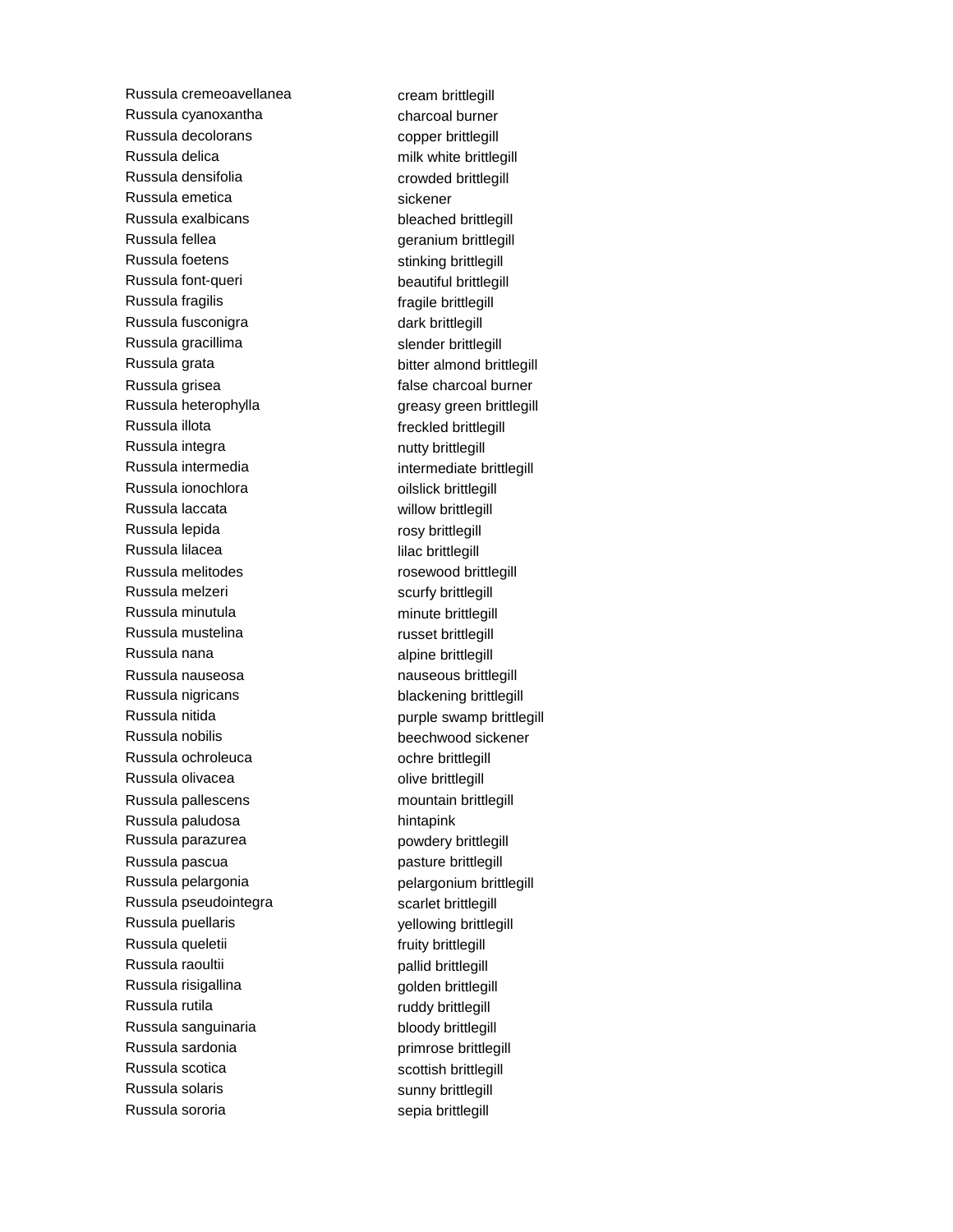| | |
|---|---|
| Russula cremeoavellanea | cream brittlegill |
| Russula cyanoxantha | charcoal burner |
| Russula decolorans | copper brittlegill |
| Russula delica | milk white brittlegill |
| Russula densifolia | crowded brittlegill |
| Russula emetica | sickener |
| Russula exalbicans | bleached brittlegill |
| Russula fellea | geranium brittlegill |
| Russula foetens | stinking brittlegill |
| Russula font-queri | beautiful brittlegill |
| Russula fragilis | fragile brittlegill |
| Russula fusconigra | dark brittlegill |
| Russula gracillima | slender brittlegill |
| Russula grata | bitter almond brittlegill |
| Russula grisea | false charcoal burner |
| Russula heterophylla | greasy green brittlegill |
| Russula illota | freckled brittlegill |
| Russula integra | nutty brittlegill |
| Russula intermedia | intermediate brittlegill |
| Russula ionochlora | oilslick brittlegill |
| Russula laccata | willow brittlegill |
| Russula lepida | rosy brittlegill |
| Russula lilacea | lilac brittlegill |
| Russula melitodes | rosewood brittlegill |
| Russula melzeri | scurfy brittlegill |
| Russula minutula | minute brittlegill |
| Russula mustelina | russet brittlegill |
| Russula nana | alpine brittlegill |
| Russula nauseosa | nauseous brittlegill |
| Russula nigricans | blackening brittlegill |
| Russula nitida | purple swamp brittlegill |
| Russula nobilis | beechwood sickener |
| Russula ochroleuca | ochre brittlegill |
| Russula olivacea | olive brittlegill |
| Russula pallescens | mountain brittlegill |
| Russula paludosa | hintapink |
| Russula parazurea | powdery brittlegill |
| Russula pascua | pasture brittlegill |
| Russula pelargonia | pelargonium brittlegill |
| Russula pseudointegra | scarlet brittlegill |
| Russula puellaris | yellowing brittlegill |
| Russula queletii | fruity brittlegill |
| Russula raoultii | pallid brittlegill |
| Russula risigallina | golden brittlegill |
| Russula rutila | ruddy brittlegill |
| Russula sanguinaria | bloody brittlegill |
| Russula sardonia | primrose brittlegill |
| Russula scotica | scottish brittlegill |
| Russula solaris | sunny brittlegill |
| Russula sororia | sepia brittlegill |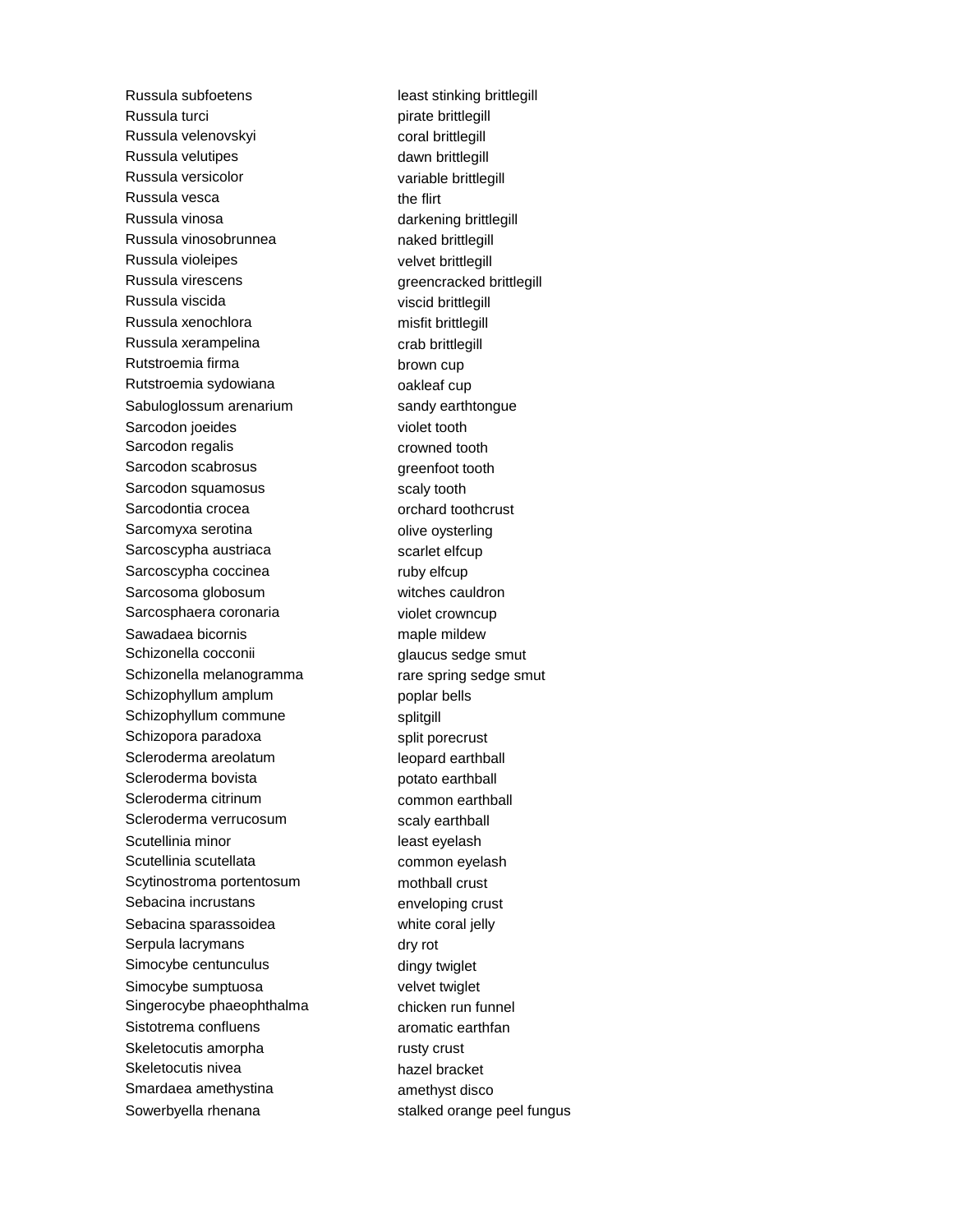| | |
|---|---|
| Russula subfoetens | least stinking brittlegill |
| Russula turci | pirate brittlegill |
| Russula velenovskyi | coral brittlegill |
| Russula velutipes | dawn brittlegill |
| Russula versicolor | variable brittlegill |
| Russula vesca | the flirt |
| Russula vinosa | darkening brittlegill |
| Russula vinosobrunnea | naked brittlegill |
| Russula violeipes | velvet brittlegill |
| Russula virescens | greencracked brittlegill |
| Russula viscida | viscid brittlegill |
| Russula xenochlora | misfit brittlegill |
| Russula xerampelina | crab brittlegill |
| Rutstroemia firma | brown cup |
| Rutstroemia sydowiana | oakleaf cup |
| Sabuloglossum arenarium | sandy earthtongue |
| Sarcodon joeides | violet tooth |
| Sarcodon regalis | crowned tooth |
| Sarcodon scabrosus | greenfoot tooth |
| Sarcodon squamosus | scaly tooth |
| Sarcodontia crocea | orchard toothcrust |
| Sarcomyxa serotina | olive oysterling |
| Sarcoscypha austriaca | scarlet elfcup |
| Sarcoscypha coccinea | ruby elfcup |
| Sarcosoma globosum | witches cauldron |
| Sarcosphaera coronaria | violet crowncup |
| Sawadaea bicornis | maple mildew |
| Schizonella cocconii | glaucus sedge smut |
| Schizonella melanogramma | rare spring sedge smut |
| Schizophyllum amplum | poplar bells |
| Schizophyllum commune | splitgill |
| Schizopora paradoxa | split porecrust |
| Scleroderma areolatum | leopard earthball |
| Scleroderma bovista | potato earthball |
| Scleroderma citrinum | common earthball |
| Scleroderma verrucosum | scaly earthball |
| Scutellinia minor | least eyelash |
| Scutellinia scutellata | common eyelash |
| Scytinostroma portentosum | mothball crust |
| Sebacina incrustans | enveloping crust |
| Sebacina sparassoidea | white coral jelly |
| Serpula lacrymans | dry rot |
| Simocybe centunculus | dingy twiglet |
| Simocybe sumptuosa | velvet twiglet |
| Singerocybe phaeophthalma | chicken run funnel |
| Sistotrema confluens | aromatic earthfan |
| Skeletocutis amorpha | rusty crust |
| Skeletocutis nivea | hazel bracket |
| Smardaea amethystina | amethyst disco |
| Sowerbyella rhenana | stalked orange peel fungus |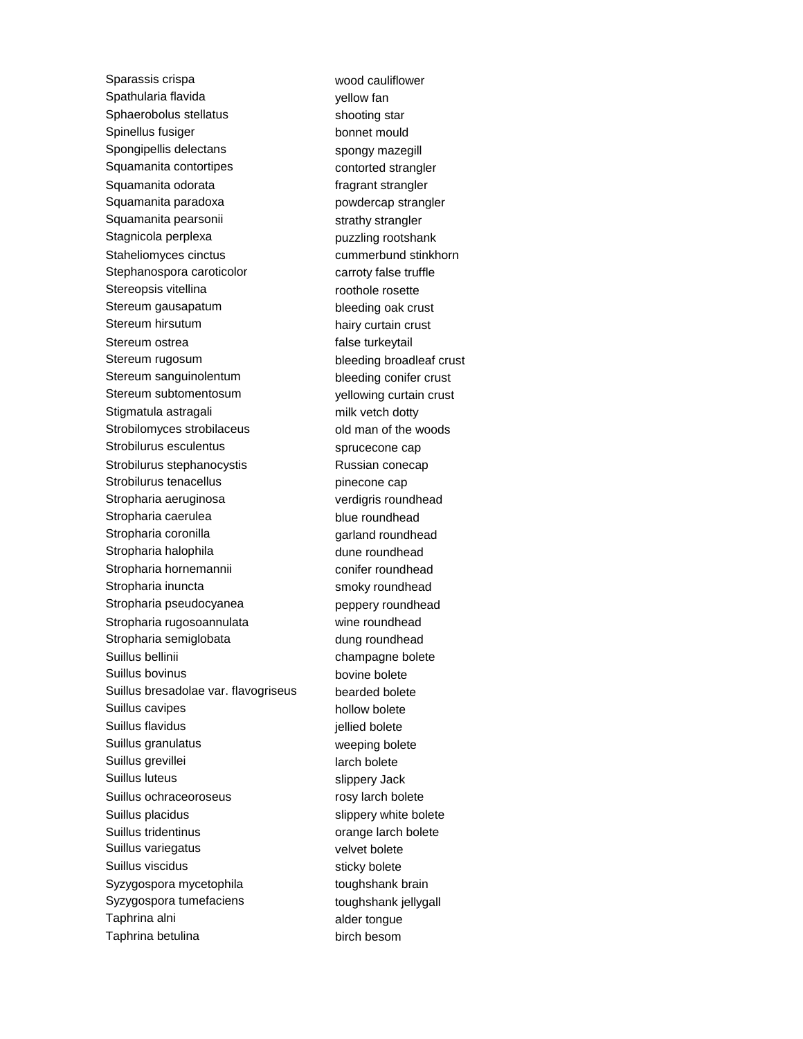| | |
|---|---|
| Sparassis crispa | wood cauliflower |
| Spathularia flavida | yellow fan |
| Sphaerobolus stellatus | shooting star |
| Spinellus fusiger | bonnet mould |
| Spongipellis delectans | spongy mazegill |
| Squamanita contortipes | contorted strangler |
| Squamanita odorata | fragrant strangler |
| Squamanita paradoxa | powdercap strangler |
| Squamanita pearsonii | strathy strangler |
| Stagnicola perplexa | puzzling rootshank |
| Staheliomyces cinctus | cummerbund stinkhorn |
| Stephanospora caroticolor | carroty false truffle |
| Stereopsis vitellina | roothole rosette |
| Stereum gausapatum | bleeding oak crust |
| Stereum hirsutum | hairy curtain crust |
| Stereum ostrea | false turkeytail |
| Stereum rugosum | bleeding broadleaf crust |
| Stereum sanguinolentum | bleeding conifer crust |
| Stereum subtomentosum | yellowing curtain crust |
| Stigmatula astragali | milk vetch dotty |
| Strobilomyces strobilaceus | old man of the woods |
| Strobilurus esculentus | sprucecone cap |
| Strobilurus stephanocystis | Russian conecap |
| Strobilurus tenacellus | pinecone cap |
| Stropharia aeruginosa | verdigris roundhead |
| Stropharia caerulea | blue roundhead |
| Stropharia coronilla | garland roundhead |
| Stropharia halophila | dune roundhead |
| Stropharia hornemannii | conifer roundhead |
| Stropharia inuncta | smoky roundhead |
| Stropharia pseudocyanea | peppery roundhead |
| Stropharia rugosoannulata | wine roundhead |
| Stropharia semiglobata | dung roundhead |
| Suillus bellinii | champagne bolete |
| Suillus bovinus | bovine bolete |
| Suillus bresadolae var. flavogriseus | bearded bolete |
| Suillus cavipes | hollow bolete |
| Suillus flavidus | jellied bolete |
| Suillus granulatus | weeping bolete |
| Suillus grevillei | larch bolete |
| Suillus luteus | slippery Jack |
| Suillus ochraceoroseus | rosy larch bolete |
| Suillus placidus | slippery white bolete |
| Suillus tridentinus | orange larch bolete |
| Suillus variegatus | velvet bolete |
| Suillus viscidus | sticky bolete |
| Syzygospora mycetophila | toughshank brain |
| Syzygospora tumefaciens | toughshank jellygall |
| Taphrina alni | alder tongue |
| Taphrina betulina | birch besom |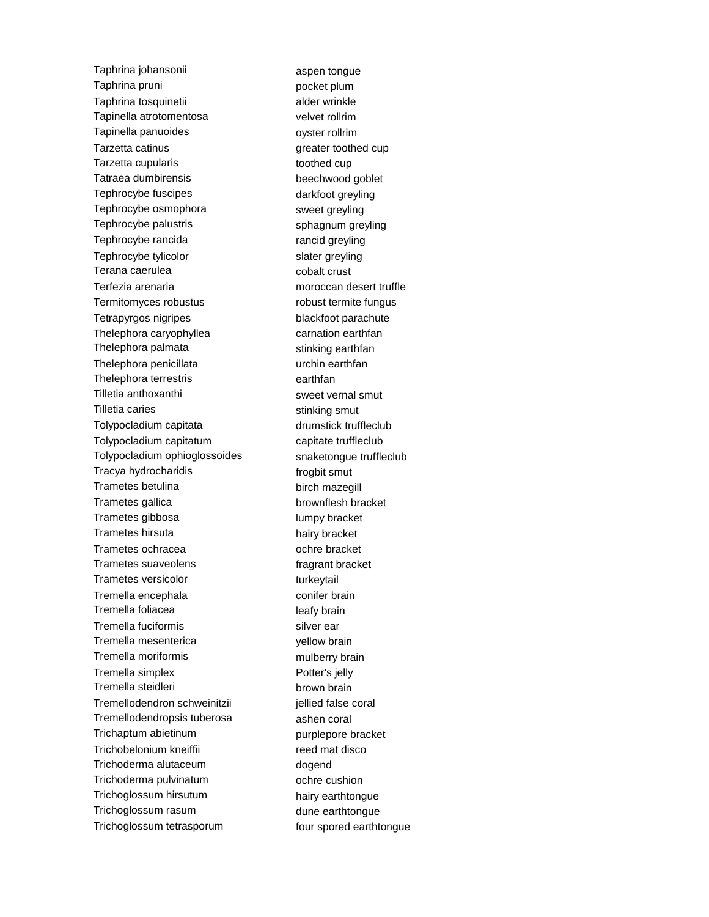| | |
|---|---|
| Taphrina johansonii | aspen tongue |
| Taphrina pruni | pocket plum |
| Taphrina tosquinetii | alder wrinkle |
| Tapinella atrotomentosa | velvet rollrim |
| Tapinella panuoides | oyster rollrim |
| Tarzetta catinus | greater toothed cup |
| Tarzetta cupularis | toothed cup |
| Tatraea dumbirensis | beechwood goblet |
| Tephrocybe fuscipes | darkfoot greyling |
| Tephrocybe osmophora | sweet greyling |
| Tephrocybe palustris | sphagnum greyling |
| Tephrocybe rancida | rancid greyling |
| Tephrocybe tylicolor | slater greyling |
| Terana caerulea | cobalt crust |
| Terfezia arenaria | moroccan desert truffle |
| Termitomyces robustus | robust termite fungus |
| Tetrapyrgos nigripes | blackfoot parachute |
| Thelephora caryophyllea | carnation earthfan |
| Thelephora palmata | stinking earthfan |
| Thelephora penicillata | urchin earthfan |
| Thelephora terrestris | earthfan |
| Tilletia anthoxanthi | sweet vernal smut |
| Tilletia caries | stinking smut |
| Tolypocladium capitata | drumstick truffleclub |
| Tolypocladium capitatum | capitate truffleclub |
| Tolypocladium ophioglossoides | snaketongue truffleclub |
| Tracya hydrocharidis | frogbit smut |
| Trametes betulina | birch mazegill |
| Trametes gallica | brownflesh bracket |
| Trametes gibbosa | lumpy bracket |
| Trametes hirsuta | hairy bracket |
| Trametes ochracea | ochre bracket |
| Trametes suaveolens | fragrant bracket |
| Trametes versicolor | turkeytail |
| Tremella encephala | conifer brain |
| Tremella foliacea | leafy brain |
| Tremella fuciformis | silver ear |
| Tremella mesenterica | yellow brain |
| Tremella moriformis | mulberry brain |
| Tremella simplex | Potter's jelly |
| Tremella steidleri | brown brain |
| Tremellodendron schweinitzii | jellied false coral |
| Tremellodendropsis tuberosa | ashen coral |
| Trichaptum abietinum | purplepore bracket |
| Trichobelonium kneiffii | reed mat disco |
| Trichoderma alutaceum | dogend |
| Trichoderma pulvinatum | ochre cushion |
| Trichoglossum hirsutum | hairy earthtongue |
| Trichoglossum rasum | dune earthtongue |
| Trichoglossum tetrasporum | four spored earthtongue |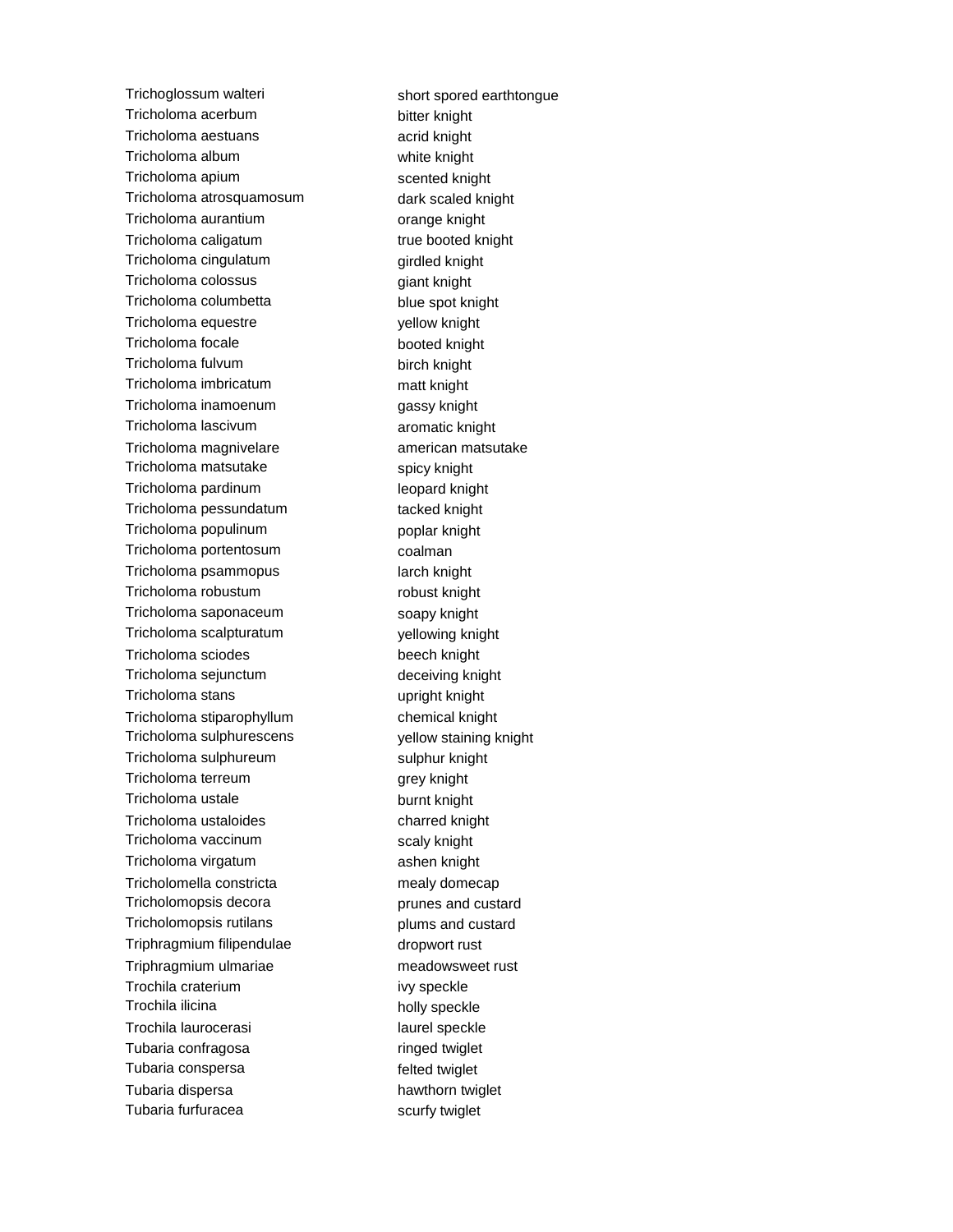| | |
|---|---|
| Trichoglossum walteri | short spored earthtongue |
| Tricholoma acerbum | bitter knight |
| Tricholoma aestuans | acrid knight |
| Tricholoma album | white knight |
| Tricholoma apium | scented knight |
| Tricholoma atrosquamosum | dark scaled knight |
| Tricholoma aurantium | orange knight |
| Tricholoma caligatum | true booted knight |
| Tricholoma cingulatum | girdled knight |
| Tricholoma colossus | giant knight |
| Tricholoma columbetta | blue spot knight |
| Tricholoma equestre | yellow knight |
| Tricholoma focale | booted knight |
| Tricholoma fulvum | birch knight |
| Tricholoma imbricatum | matt knight |
| Tricholoma inamoenum | gassy knight |
| Tricholoma lascivum | aromatic knight |
| Tricholoma magnivelare | american matsutake |
| Tricholoma matsutake | spicy knight |
| Tricholoma pardinum | leopard knight |
| Tricholoma pessundatum | tacked knight |
| Tricholoma populinum | poplar knight |
| Tricholoma portentosum | coalman |
| Tricholoma psammopus | larch knight |
| Tricholoma robustum | robust knight |
| Tricholoma saponaceum | soapy knight |
| Tricholoma scalpturatum | yellowing knight |
| Tricholoma sciodes | beech knight |
| Tricholoma sejunctum | deceiving knight |
| Tricholoma stans | upright knight |
| Tricholoma stiparophyllum | chemical knight |
| Tricholoma sulphurescens | yellow staining knight |
| Tricholoma sulphureum | sulphur knight |
| Tricholoma terreum | grey knight |
| Tricholoma ustale | burnt knight |
| Tricholoma ustaloides | charred knight |
| Tricholoma vaccinum | scaly knight |
| Tricholoma virgatum | ashen knight |
| Tricholomella constricta | mealy domecap |
| Tricholomopsis decora | prunes and custard |
| Tricholomopsis rutilans | plums and custard |
| Triphragmium filipendulae | dropwort rust |
| Triphragmium ulmariae | meadowsweet rust |
| Trochila craterium | ivy speckle |
| Trochila ilicina | holly speckle |
| Trochila laurocerasi | laurel speckle |
| Tubaria confragosa | ringed twiglet |
| Tubaria conspersa | felted twiglet |
| Tubaria dispersa | hawthorn twiglet |
| Tubaria furfuracea | scurfy twiglet |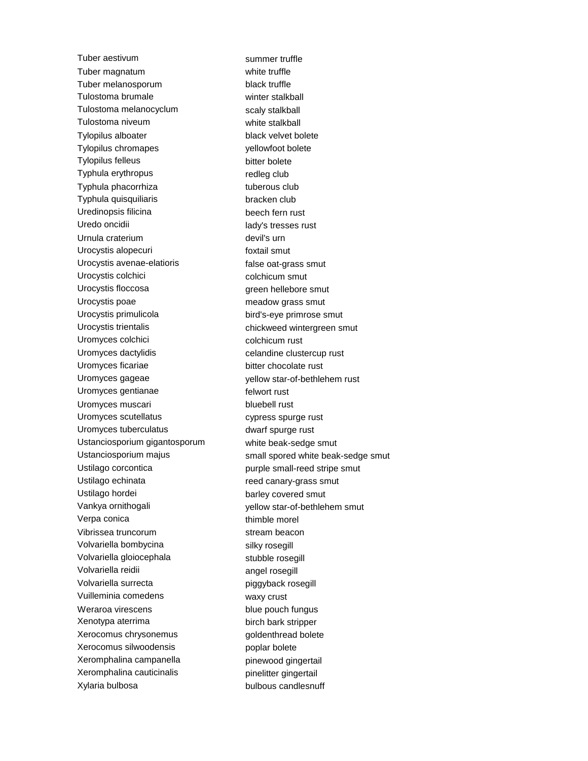| | |
|---|---|
| Tuber aestivum | summer truffle |
| Tuber magnatum | white truffle |
| Tuber melanosporum | black truffle |
| Tulostoma brumale | winter stalkball |
| Tulostoma melanocyclum | scaly stalkball |
| Tulostoma niveum | white stalkball |
| Tylopilus alboater | black velvet bolete |
| Tylopilus chromapes | yellowfoot bolete |
| Tylopilus felleus | bitter bolete |
| Typhula erythropus | redleg club |
| Typhula phacorrhiza | tuberous club |
| Typhula quisquiliaris | bracken club |
| Uredinopsis filicina | beech fern rust |
| Uredo oncidii | lady's tresses rust |
| Urnula craterium | devil's urn |
| Urocystis alopecuri | foxtail smut |
| Urocystis avenae-elatioris | false oat-grass smut |
| Urocystis colchici | colchicum smut |
| Urocystis floccosa | green hellebore smut |
| Urocystis poae | meadow grass smut |
| Urocystis primulicola | bird's-eye primrose smut |
| Urocystis trientalis | chickweed wintergreen smut |
| Uromyces colchici | colchicum rust |
| Uromyces dactylidis | celandine clustercup rust |
| Uromyces ficariae | bitter chocolate rust |
| Uromyces gageae | yellow star-of-bethlehem rust |
| Uromyces gentianae | felwort rust |
| Uromyces muscari | bluebell rust |
| Uromyces scutellatus | cypress spurge rust |
| Uromyces tuberculatus | dwarf spurge rust |
| Ustanciosporium gigantosporum | white beak-sedge smut |
| Ustanciosporium majus | small spored white beak-sedge smut |
| Ustilago corcontica | purple small-reed stripe smut |
| Ustilago echinata | reed canary-grass smut |
| Ustilago hordei | barley covered smut |
| Vankya ornithogali | yellow star-of-bethlehem smut |
| Verpa conica | thimble morel |
| Vibrissea truncorum | stream beacon |
| Volvariella bombycina | silky rosegill |
| Volvariella gloiocephala | stubble rosegill |
| Volvariella reidii | angel rosegill |
| Volvariella surrecta | piggyback rosegill |
| Vuilleminia comedens | waxy crust |
| Weraroa virescens | blue pouch fungus |
| Xenotypa aterrima | birch bark stripper |
| Xerocomus chrysonemus | goldenthread bolete |
| Xerocomus silwoodensis | poplar bolete |
| Xeromphalina campanella | pinewood gingertail |
| Xeromphalina cauticinalis | pinelitter gingertail |
| Xylaria bulbosa | bulbous candlesnuff |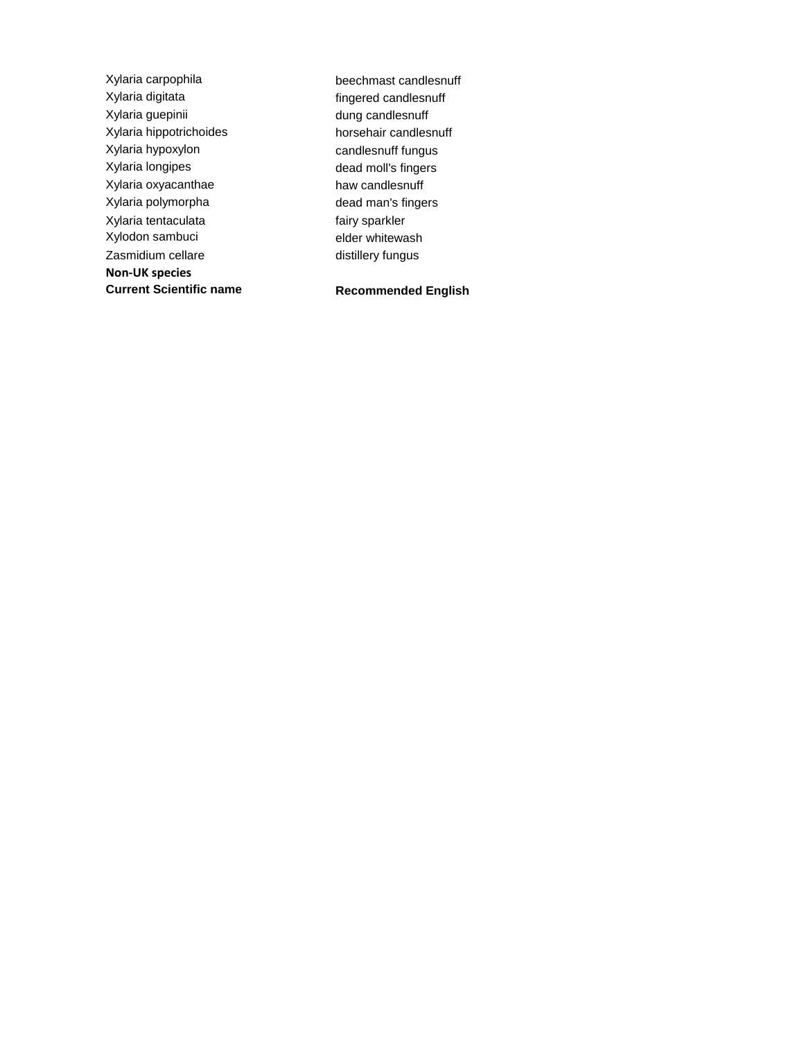| | |
|---|---|
| Xylaria carpophila | beechmast candlesnuff |
| Xylaria digitata | fingered candlesnuff |
| Xylaria guepinii | dung candlesnuff |
| Xylaria hippotrichoides | horsehair candlesnuff |
| Xylaria hypoxylon | candlesnuff fungus |
| Xylaria longipes | dead moll's fingers |
| Xylaria oxyacanthae | haw candlesnuff |
| Xylaria polymorpha | dead man's fingers |
| Xylaria tentaculata | fairy sparkler |
| Xylodon sambuci | elder whitewash |
| Zasmidium cellare | distillery fungus |

**Non-UK species**

| **Current Scientific name** | **Recommended English** |
|---|---|